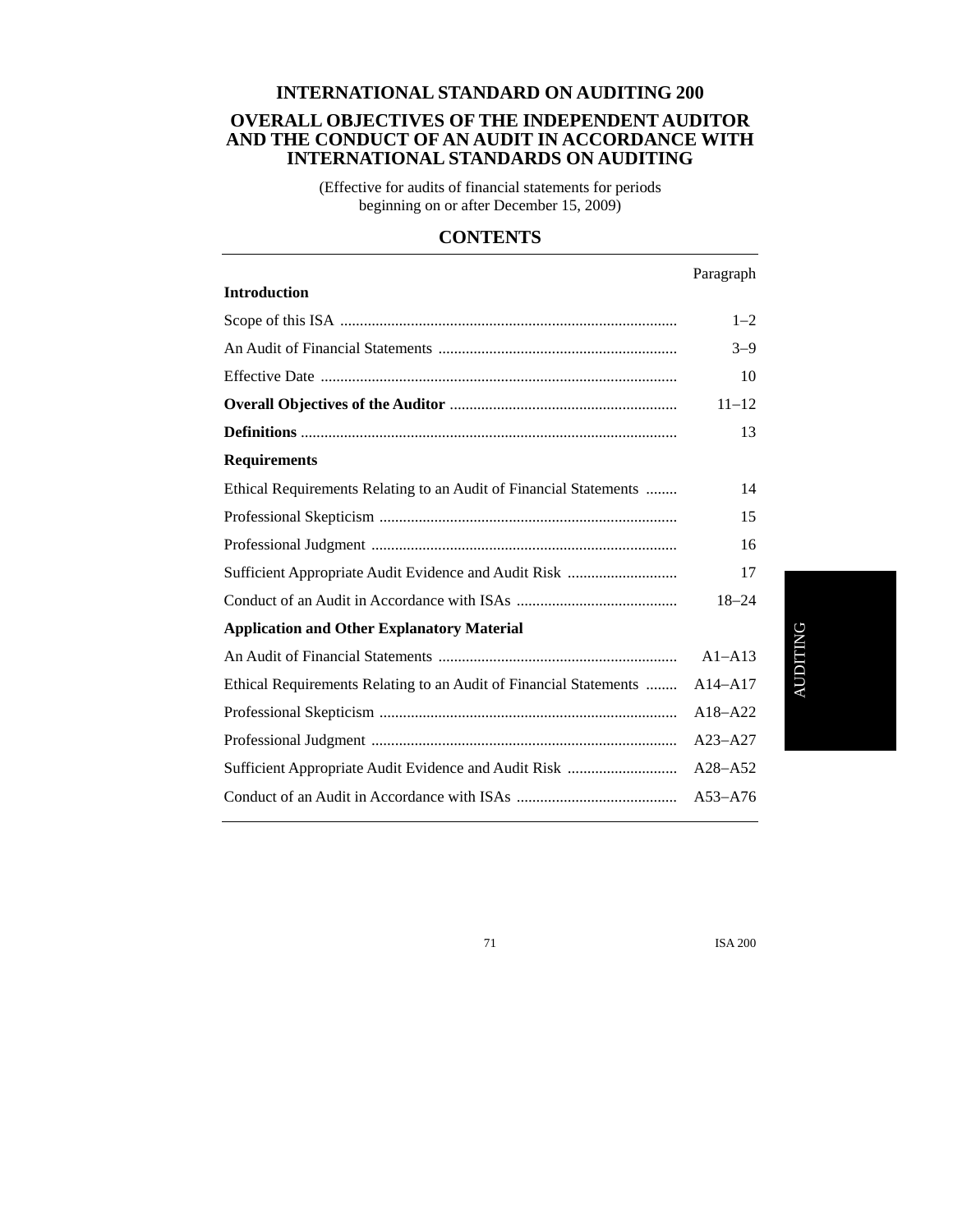# INTERNATIONAL STANDARD ON AUDITING 200

## OVERALL OBJECTIVES OF THE INDEPENDENT AUDITOR AND THE CONDUCT OF AN AUDIT IN ACCORDANCE WITH INTERNATIONAL STANDARDS ON AUDITING

(Effective for audits of financial statements for periods beginning on or after December 15, 2009)

## CONTENTS

| | Paragraph |
|---|---|
| **Introduction** | |
| Scope of this ISA | 1–2 |
| An Audit of Financial Statements | 3–9 |
| Effective Date | 10 |
| **Overall Objectives of the Auditor** | 11–12 |
| **Definitions** | 13 |
| **Requirements** | |
| Ethical Requirements Relating to an Audit of Financial Statements | 14 |
| Professional Skepticism | 15 |
| Professional Judgment | 16 |
| Sufficient Appropriate Audit Evidence and Audit Risk | 17 |
| Conduct of an Audit in Accordance with ISAs | 18–24 |
| **Application and Other Explanatory Material** | |
| An Audit of Financial Statements | A1–A13 |
| Ethical Requirements Relating to an Audit of Financial Statements | A14–A17 |
| Professional Skepticism | A18–A22 |
| Professional Judgment | A23–A27 |
| Sufficient Appropriate Audit Evidence and Audit Risk | A28–A52 |
| Conduct of an Audit in Accordance with ISAs | A53–A76 |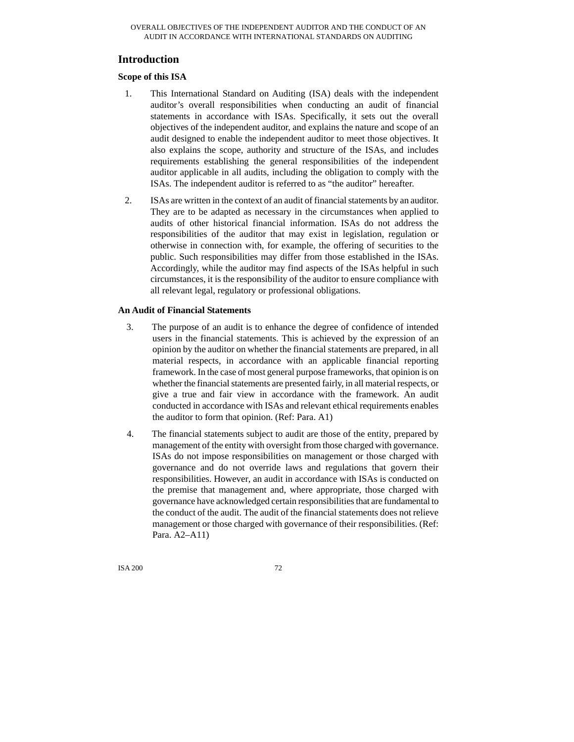## Introduction

### Scope of this ISA

1. This International Standard on Auditing (ISA) deals with the independent auditor's overall responsibilities when conducting an audit of financial statements in accordance with ISAs. Specifically, it sets out the overall objectives of the independent auditor, and explains the nature and scope of an audit designed to enable the independent auditor to meet those objectives. It also explains the scope, authority and structure of the ISAs, and includes requirements establishing the general responsibilities of the independent auditor applicable in all audits, including the obligation to comply with the ISAs. The independent auditor is referred to as "the auditor" hereafter.

2. ISAs are written in the context of an audit of financial statements by an auditor. They are to be adapted as necessary in the circumstances when applied to audits of other historical financial information. ISAs do not address the responsibilities of the auditor that may exist in legislation, regulation or otherwise in connection with, for example, the offering of securities to the public. Such responsibilities may differ from those established in the ISAs. Accordingly, while the auditor may find aspects of the ISAs helpful in such circumstances, it is the responsibility of the auditor to ensure compliance with all relevant legal, regulatory or professional obligations.

### An Audit of Financial Statements

3. The purpose of an audit is to enhance the degree of confidence of intended users in the financial statements. This is achieved by the expression of an opinion by the auditor on whether the financial statements are prepared, in all material respects, in accordance with an applicable financial reporting framework. In the case of most general purpose frameworks, that opinion is on whether the financial statements are presented fairly, in all material respects, or give a true and fair view in accordance with the framework. An audit conducted in accordance with ISAs and relevant ethical requirements enables the auditor to form that opinion. (Ref: Para. A1)

4. The financial statements subject to audit are those of the entity, prepared by management of the entity with oversight from those charged with governance. ISAs do not impose responsibilities on management or those charged with governance and do not override laws and regulations that govern their responsibilities. However, an audit in accordance with ISAs is conducted on the premise that management and, where appropriate, those charged with governance have acknowledged certain responsibilities that are fundamental to the conduct of the audit. The audit of the financial statements does not relieve management or those charged with governance of their responsibilities. (Ref: Para. A2–A11)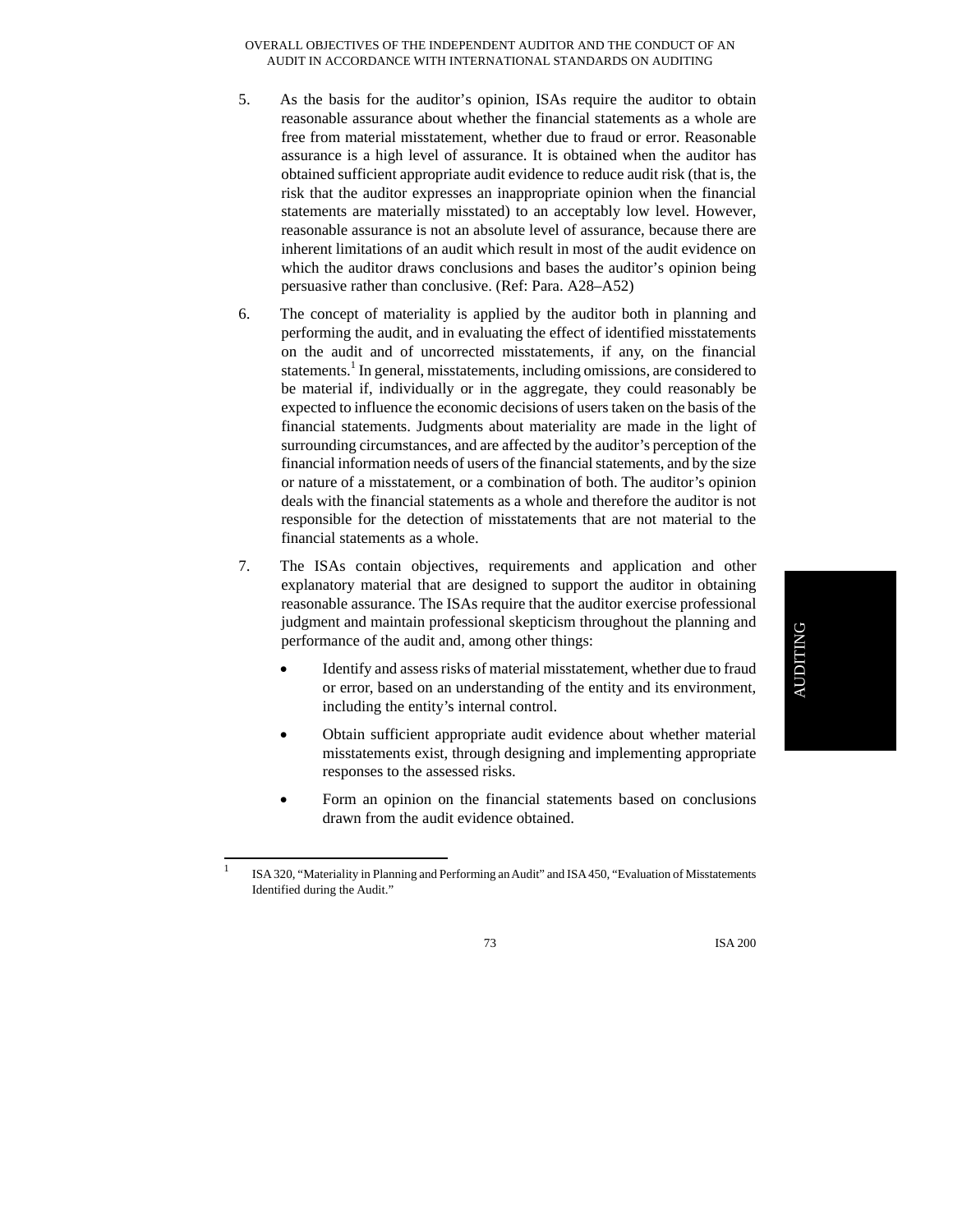5. As the basis for the auditor's opinion, ISAs require the auditor to obtain reasonable assurance about whether the financial statements as a whole are free from material misstatement, whether due to fraud or error. Reasonable assurance is a high level of assurance. It is obtained when the auditor has obtained sufficient appropriate audit evidence to reduce audit risk (that is, the risk that the auditor expresses an inappropriate opinion when the financial statements are materially misstated) to an acceptably low level. However, reasonable assurance is not an absolute level of assurance, because there are inherent limitations of an audit which result in most of the audit evidence on which the auditor draws conclusions and bases the auditor's opinion being persuasive rather than conclusive. (Ref: Para. A28–A52)

6. The concept of materiality is applied by the auditor both in planning and performing the audit, and in evaluating the effect of identified misstatements on the audit and of uncorrected misstatements, if any, on the financial statements.[1] In general, misstatements, including omissions, are considered to be material if, individually or in the aggregate, they could reasonably be expected to influence the economic decisions of users taken on the basis of the financial statements. Judgments about materiality are made in the light of surrounding circumstances, and are affected by the auditor's perception of the financial information needs of users of the financial statements, and by the size or nature of a misstatement, or a combination of both. The auditor's opinion deals with the financial statements as a whole and therefore the auditor is not responsible for the detection of misstatements that are not material to the financial statements as a whole.

7. The ISAs contain objectives, requirements and application and other explanatory material that are designed to support the auditor in obtaining reasonable assurance. The ISAs require that the auditor exercise professional judgment and maintain professional skepticism throughout the planning and performance of the audit and, among other things:

   - Identify and assess risks of material misstatement, whether due to fraud or error, based on an understanding of the entity and its environment, including the entity's internal control.

   - Obtain sufficient appropriate audit evidence about whether material misstatements exist, through designing and implementing appropriate responses to the assessed risks.

   - Form an opinion on the financial statements based on conclusions drawn from the audit evidence obtained.

---

[1] ISA 320, "Materiality in Planning and Performing an Audit" and ISA 450, "Evaluation of Misstatements Identified during the Audit."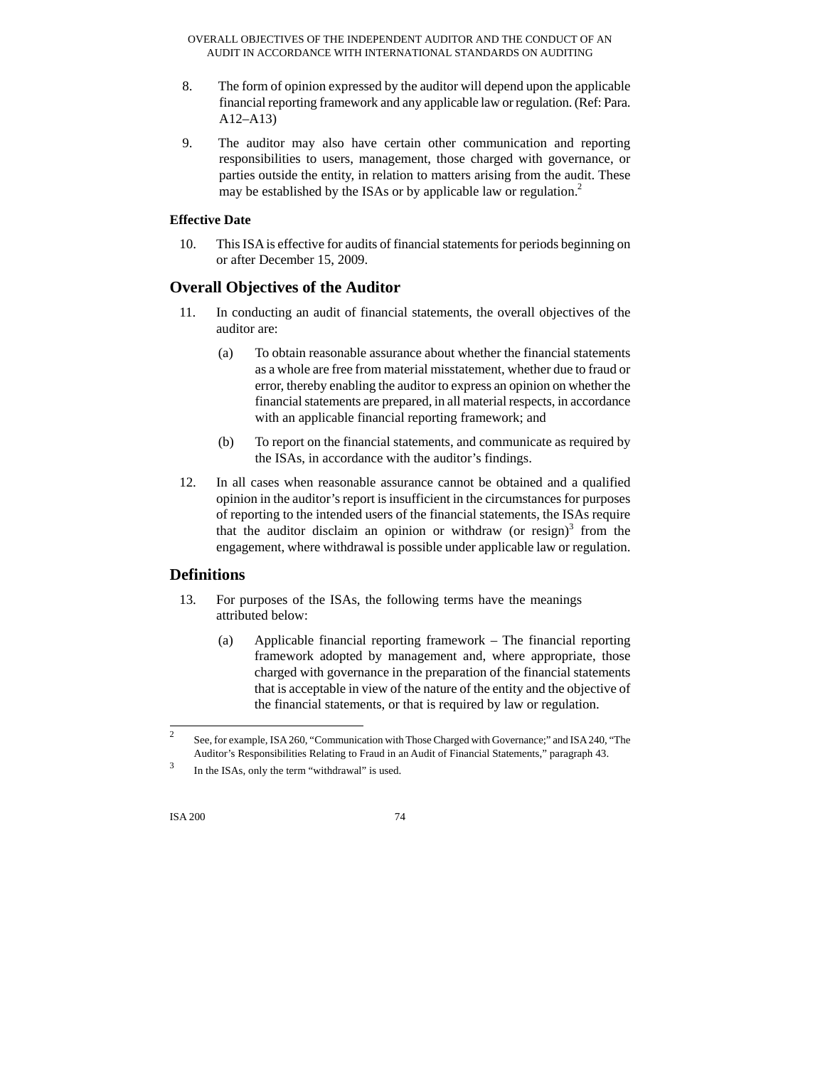8. The form of opinion expressed by the auditor will depend upon the applicable financial reporting framework and any applicable law or regulation. (Ref: Para. A12–A13)

9. The auditor may also have certain other communication and reporting responsibilities to users, management, those charged with governance, or parties outside the entity, in relation to matters arising from the audit. These may be established by the ISAs or by applicable law or regulation.[2]

**Effective Date**

10. This ISA is effective for audits of financial statements for periods beginning on or after December 15, 2009.

## Overall Objectives of the Auditor

11. In conducting an audit of financial statements, the overall objectives of the auditor are:

    (a) To obtain reasonable assurance about whether the financial statements as a whole are free from material misstatement, whether due to fraud or error, thereby enabling the auditor to express an opinion on whether the financial statements are prepared, in all material respects, in accordance with an applicable financial reporting framework; and

    (b) To report on the financial statements, and communicate as required by the ISAs, in accordance with the auditor's findings.

12. In all cases when reasonable assurance cannot be obtained and a qualified opinion in the auditor's report is insufficient in the circumstances for purposes of reporting to the intended users of the financial statements, the ISAs require that the auditor disclaim an opinion or withdraw (or resign)[3] from the engagement, where withdrawal is possible under applicable law or regulation.

## Definitions

13. For purposes of the ISAs, the following terms have the meanings attributed below:

    (a) Applicable financial reporting framework – The financial reporting framework adopted by management and, where appropriate, those charged with governance in the preparation of the financial statements that is acceptable in view of the nature of the entity and the objective of the financial statements, or that is required by law or regulation.

---

[2] See, for example, ISA 260, "Communication with Those Charged with Governance;" and ISA 240, "The Auditor's Responsibilities Relating to Fraud in an Audit of Financial Statements," paragraph 43.

[3] In the ISAs, only the term "withdrawal" is used.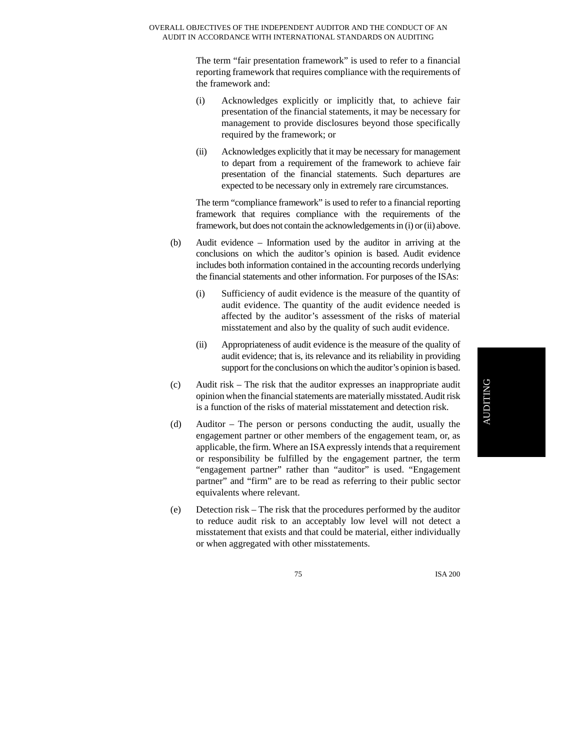The term "fair presentation framework" is used to refer to a financial reporting framework that requires compliance with the requirements of the framework and:

(i) Acknowledges explicitly or implicitly that, to achieve fair presentation of the financial statements, it may be necessary for management to provide disclosures beyond those specifically required by the framework; or

(ii) Acknowledges explicitly that it may be necessary for management to depart from a requirement of the framework to achieve fair presentation of the financial statements. Such departures are expected to be necessary only in extremely rare circumstances.

The term "compliance framework" is used to refer to a financial reporting framework that requires compliance with the requirements of the framework, but does not contain the acknowledgements in (i) or (ii) above.

(b) Audit evidence – Information used by the auditor in arriving at the conclusions on which the auditor's opinion is based. Audit evidence includes both information contained in the accounting records underlying the financial statements and other information. For purposes of the ISAs:

(i) Sufficiency of audit evidence is the measure of the quantity of audit evidence. The quantity of the audit evidence needed is affected by the auditor's assessment of the risks of material misstatement and also by the quality of such audit evidence.

(ii) Appropriateness of audit evidence is the measure of the quality of audit evidence; that is, its relevance and its reliability in providing support for the conclusions on which the auditor's opinion is based.

(c) Audit risk – The risk that the auditor expresses an inappropriate audit opinion when the financial statements are materially misstated. Audit risk is a function of the risks of material misstatement and detection risk.

(d) Auditor – The person or persons conducting the audit, usually the engagement partner or other members of the engagement team, or, as applicable, the firm. Where an ISA expressly intends that a requirement or responsibility be fulfilled by the engagement partner, the term "engagement partner" rather than "auditor" is used. "Engagement partner" and "firm" are to be read as referring to their public sector equivalents where relevant.

(e) Detection risk – The risk that the procedures performed by the auditor to reduce audit risk to an acceptably low level will not detect a misstatement that exists and that could be material, either individually or when aggregated with other misstatements.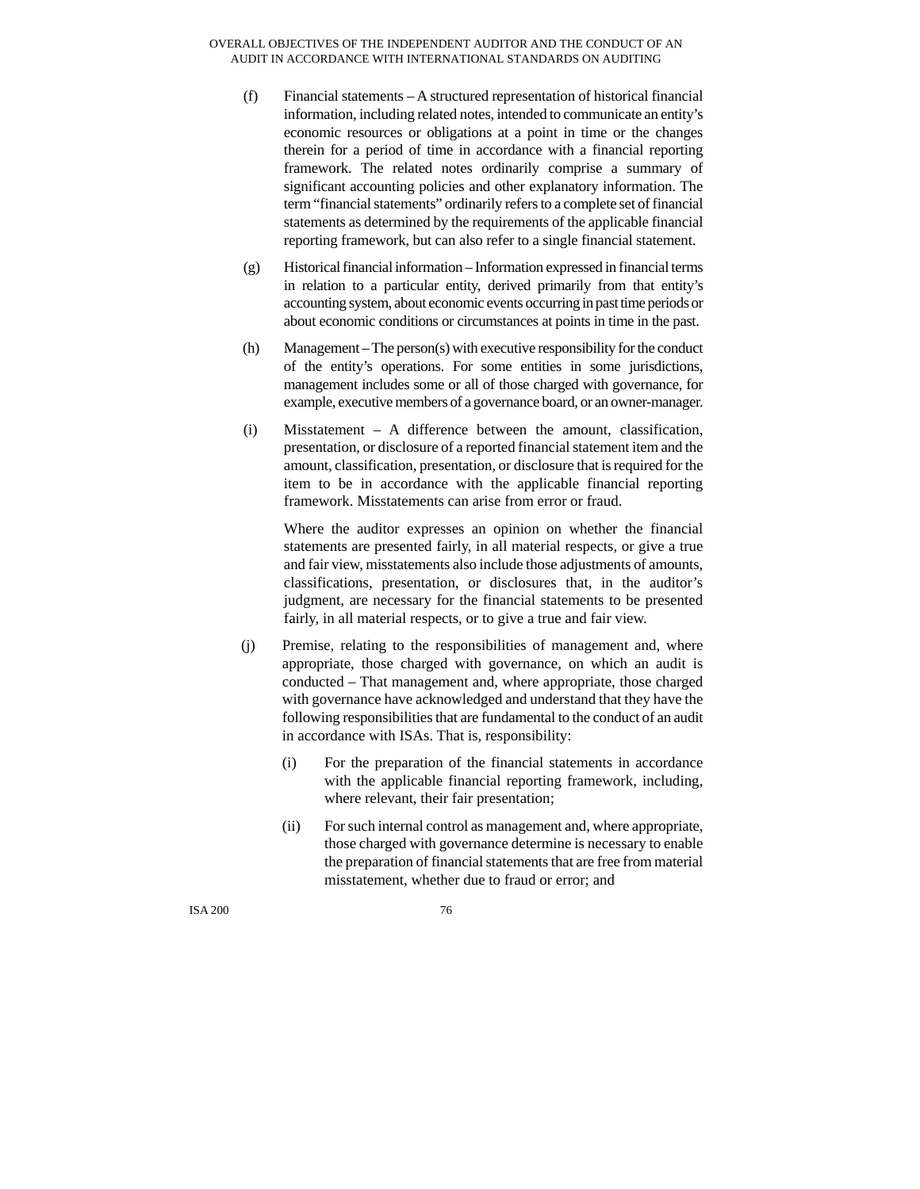(f) Financial statements – A structured representation of historical financial information, including related notes, intended to communicate an entity's economic resources or obligations at a point in time or the changes therein for a period of time in accordance with a financial reporting framework. The related notes ordinarily comprise a summary of significant accounting policies and other explanatory information. The term "financial statements" ordinarily refers to a complete set of financial statements as determined by the requirements of the applicable financial reporting framework, but can also refer to a single financial statement.

(g) Historical financial information – Information expressed in financial terms in relation to a particular entity, derived primarily from that entity's accounting system, about economic events occurring in past time periods or about economic conditions or circumstances at points in time in the past.

(h) Management – The person(s) with executive responsibility for the conduct of the entity's operations. For some entities in some jurisdictions, management includes some or all of those charged with governance, for example, executive members of a governance board, or an owner-manager.

(i) Misstatement – A difference between the amount, classification, presentation, or disclosure of a reported financial statement item and the amount, classification, presentation, or disclosure that is required for the item to be in accordance with the applicable financial reporting framework. Misstatements can arise from error or fraud.

Where the auditor expresses an opinion on whether the financial statements are presented fairly, in all material respects, or give a true and fair view, misstatements also include those adjustments of amounts, classifications, presentation, or disclosures that, in the auditor's judgment, are necessary for the financial statements to be presented fairly, in all material respects, or to give a true and fair view.

(j) Premise, relating to the responsibilities of management and, where appropriate, those charged with governance, on which an audit is conducted – That management and, where appropriate, those charged with governance have acknowledged and understand that they have the following responsibilities that are fundamental to the conduct of an audit in accordance with ISAs. That is, responsibility:

(i) For the preparation of the financial statements in accordance with the applicable financial reporting framework, including, where relevant, their fair presentation;

(ii) For such internal control as management and, where appropriate, those charged with governance determine is necessary to enable the preparation of financial statements that are free from material misstatement, whether due to fraud or error; and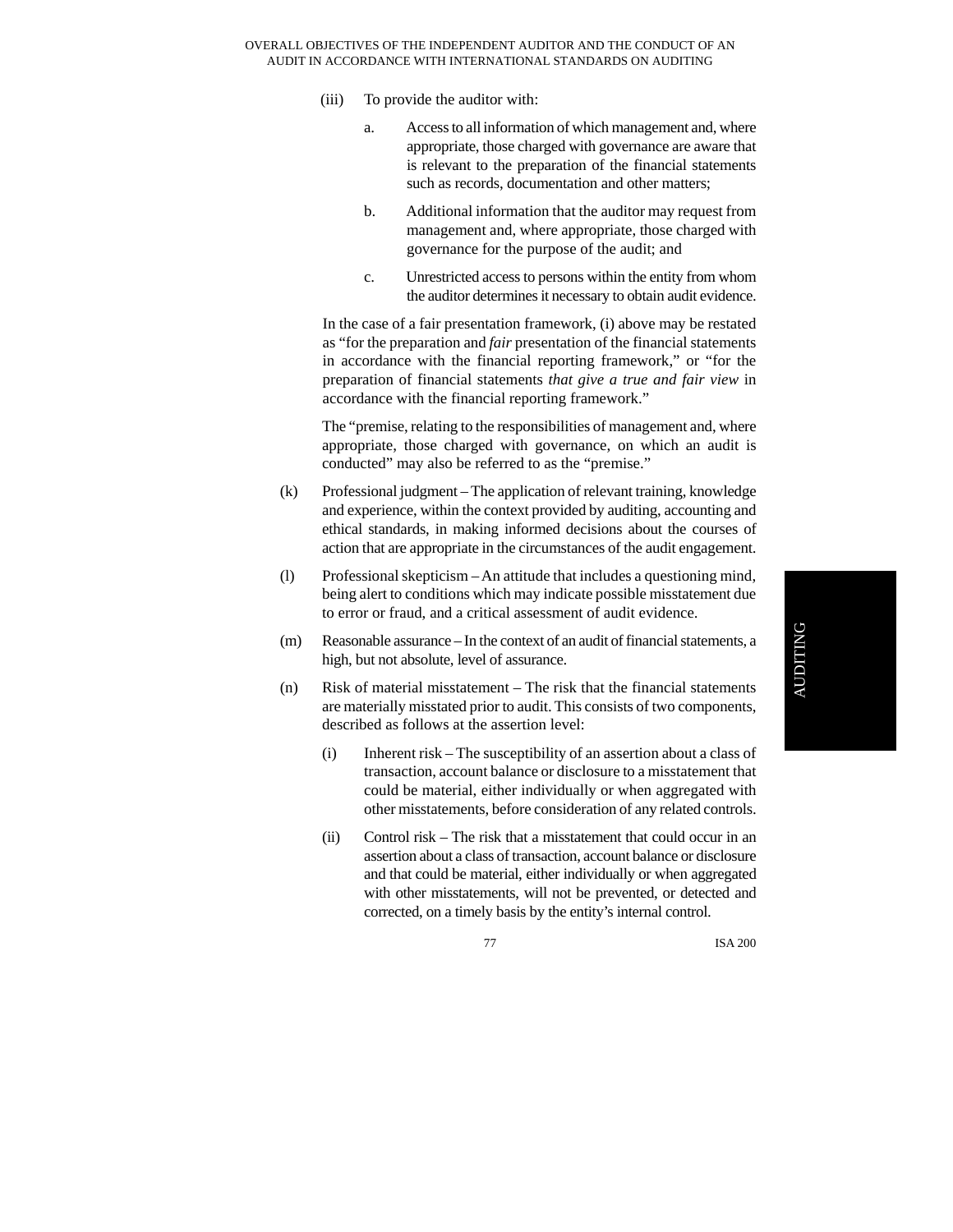(iii) To provide the auditor with:

a. Access to all information of which management and, where appropriate, those charged with governance are aware that is relevant to the preparation of the financial statements such as records, documentation and other matters;

b. Additional information that the auditor may request from management and, where appropriate, those charged with governance for the purpose of the audit; and

c. Unrestricted access to persons within the entity from whom the auditor determines it necessary to obtain audit evidence.

In the case of a fair presentation framework, (i) above may be restated as "for the preparation and *fair* presentation of the financial statements in accordance with the financial reporting framework," or "for the preparation of financial statements *that give a true and fair view* in accordance with the financial reporting framework."

The "premise, relating to the responsibilities of management and, where appropriate, those charged with governance, on which an audit is conducted" may also be referred to as the "premise."

(k) Professional judgment – The application of relevant training, knowledge and experience, within the context provided by auditing, accounting and ethical standards, in making informed decisions about the courses of action that are appropriate in the circumstances of the audit engagement.

(l) Professional skepticism – An attitude that includes a questioning mind, being alert to conditions which may indicate possible misstatement due to error or fraud, and a critical assessment of audit evidence.

(m) Reasonable assurance – In the context of an audit of financial statements, a high, but not absolute, level of assurance.

(n) Risk of material misstatement – The risk that the financial statements are materially misstated prior to audit. This consists of two components, described as follows at the assertion level:

(i) Inherent risk – The susceptibility of an assertion about a class of transaction, account balance or disclosure to a misstatement that could be material, either individually or when aggregated with other misstatements, before consideration of any related controls.

(ii) Control risk – The risk that a misstatement that could occur in an assertion about a class of transaction, account balance or disclosure and that could be material, either individually or when aggregated with other misstatements, will not be prevented, or detected and corrected, on a timely basis by the entity's internal control.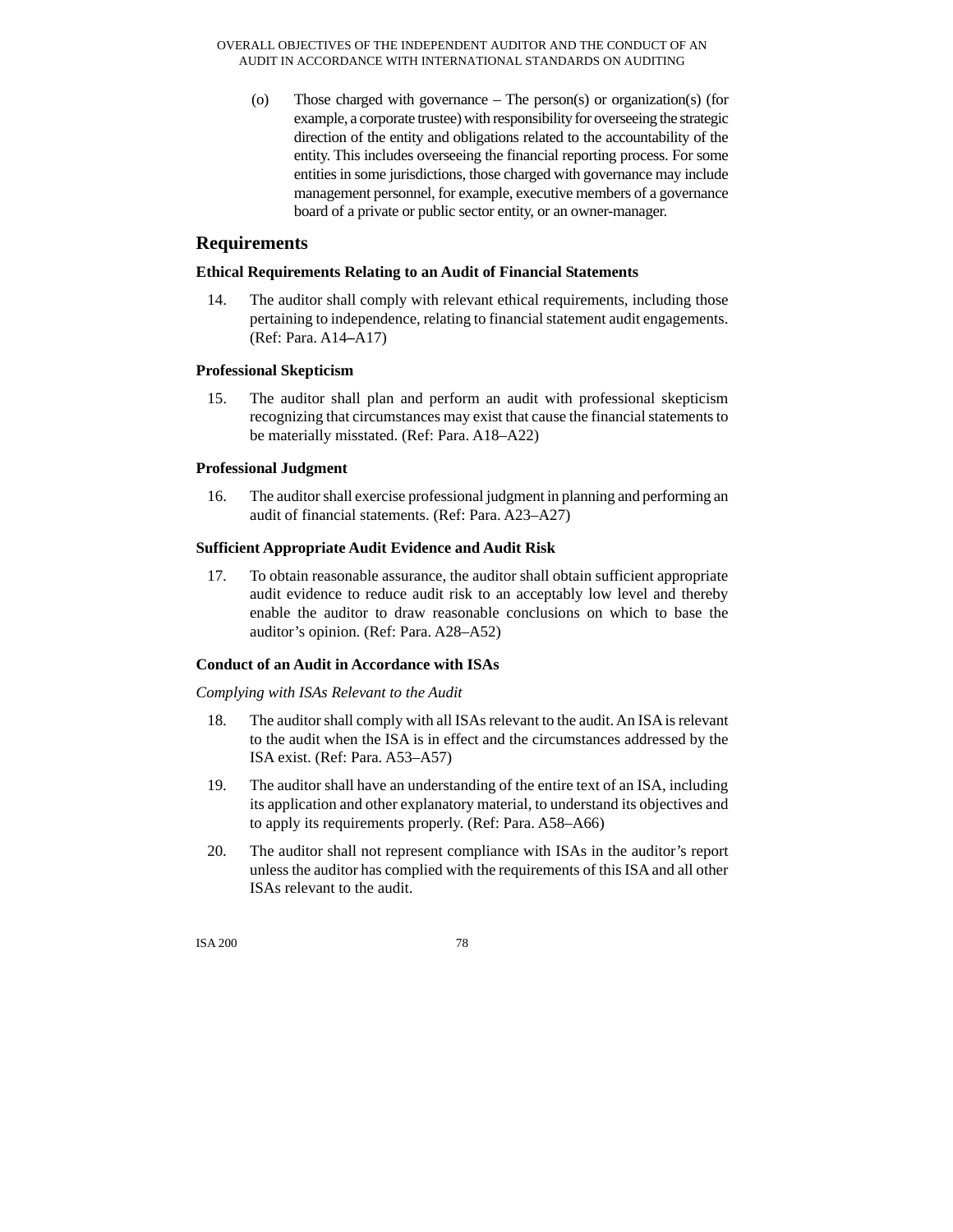(o) Those charged with governance – The person(s) or organization(s) (for example, a corporate trustee) with responsibility for overseeing the strategic direction of the entity and obligations related to the accountability of the entity. This includes overseeing the financial reporting process. For some entities in some jurisdictions, those charged with governance may include management personnel, for example, executive members of a governance board of a private or public sector entity, or an owner-manager.

## Requirements

### Ethical Requirements Relating to an Audit of Financial Statements

14. The auditor shall comply with relevant ethical requirements, including those pertaining to independence, relating to financial statement audit engagements. (Ref: Para. A14–A17)

### Professional Skepticism

15. The auditor shall plan and perform an audit with professional skepticism recognizing that circumstances may exist that cause the financial statements to be materially misstated. (Ref: Para. A18–A22)

### Professional Judgment

16. The auditor shall exercise professional judgment in planning and performing an audit of financial statements. (Ref: Para. A23–A27)

### Sufficient Appropriate Audit Evidence and Audit Risk

17. To obtain reasonable assurance, the auditor shall obtain sufficient appropriate audit evidence to reduce audit risk to an acceptably low level and thereby enable the auditor to draw reasonable conclusions on which to base the auditor's opinion. (Ref: Para. A28–A52)

### Conduct of an Audit in Accordance with ISAs

*Complying with ISAs Relevant to the Audit*

18. The auditor shall comply with all ISAs relevant to the audit. An ISA is relevant to the audit when the ISA is in effect and the circumstances addressed by the ISA exist. (Ref: Para. A53–A57)

19. The auditor shall have an understanding of the entire text of an ISA, including its application and other explanatory material, to understand its objectives and to apply its requirements properly. (Ref: Para. A58–A66)

20. The auditor shall not represent compliance with ISAs in the auditor's report unless the auditor has complied with the requirements of this ISA and all other ISAs relevant to the audit.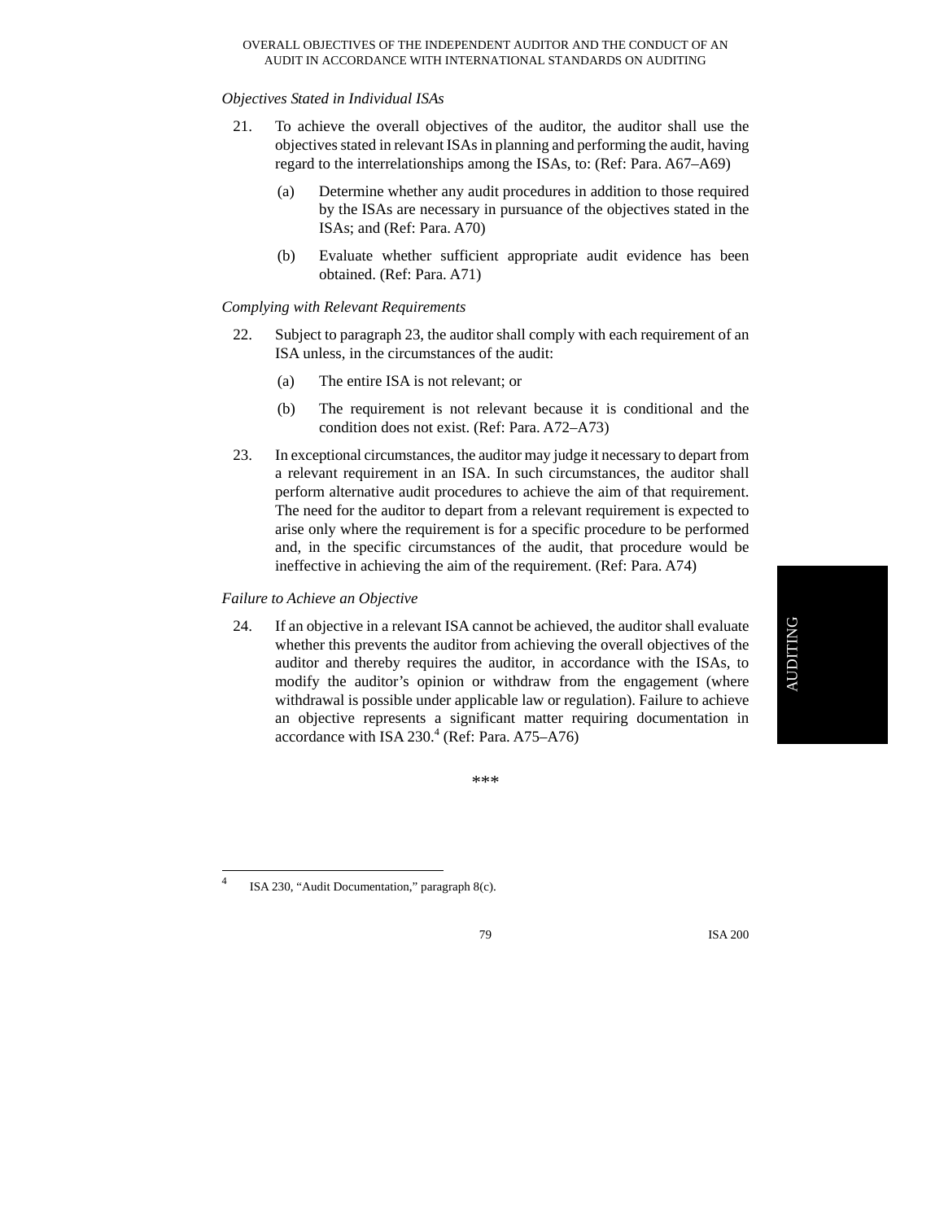*Objectives Stated in Individual ISAs*

21. To achieve the overall objectives of the auditor, the auditor shall use the objectives stated in relevant ISAs in planning and performing the audit, having regard to the interrelationships among the ISAs, to: (Ref: Para. A67–A69)

    (a) Determine whether any audit procedures in addition to those required by the ISAs are necessary in pursuance of the objectives stated in the ISAs; and (Ref: Para. A70)

    (b) Evaluate whether sufficient appropriate audit evidence has been obtained. (Ref: Para. A71)

*Complying with Relevant Requirements*

22. Subject to paragraph 23, the auditor shall comply with each requirement of an ISA unless, in the circumstances of the audit:

    (a) The entire ISA is not relevant; or

    (b) The requirement is not relevant because it is conditional and the condition does not exist. (Ref: Para. A72–A73)

23. In exceptional circumstances, the auditor may judge it necessary to depart from a relevant requirement in an ISA. In such circumstances, the auditor shall perform alternative audit procedures to achieve the aim of that requirement. The need for the auditor to depart from a relevant requirement is expected to arise only where the requirement is for a specific procedure to be performed and, in the specific circumstances of the audit, that procedure would be ineffective in achieving the aim of the requirement. (Ref: Para. A74)

*Failure to Achieve an Objective*

24. If an objective in a relevant ISA cannot be achieved, the auditor shall evaluate whether this prevents the auditor from achieving the overall objectives of the auditor and thereby requires the auditor, in accordance with the ISAs, to modify the auditor's opinion or withdraw from the engagement (where withdrawal is possible under applicable law or regulation). Failure to achieve an objective represents a significant matter requiring documentation in accordance with ISA 230.[4] (Ref: Para. A75–A76)

***

[4] ISA 230, "Audit Documentation," paragraph 8(c).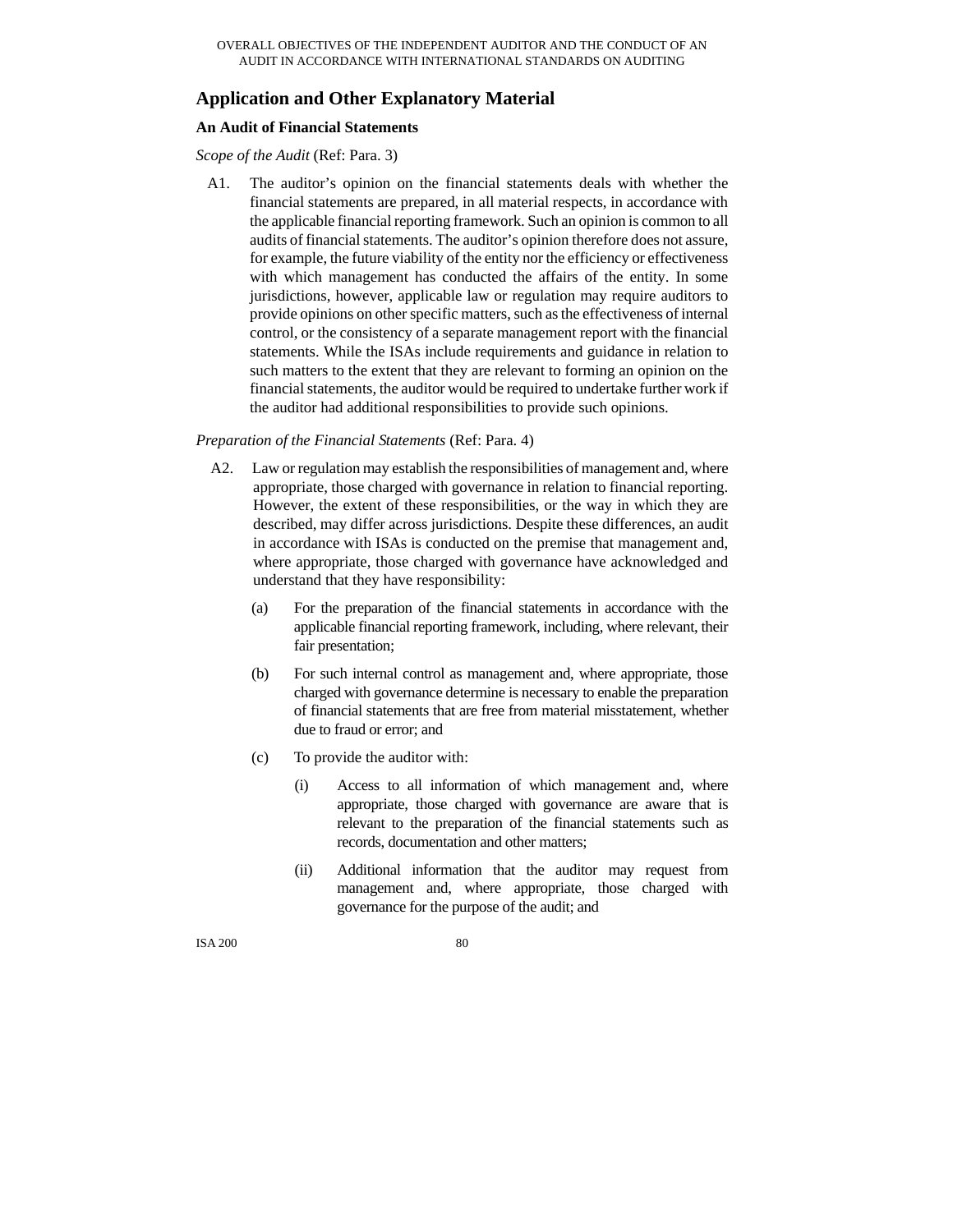## Application and Other Explanatory Material

### An Audit of Financial Statements

*Scope of the Audit* (Ref: Para. 3)

A1. The auditor's opinion on the financial statements deals with whether the financial statements are prepared, in all material respects, in accordance with the applicable financial reporting framework. Such an opinion is common to all audits of financial statements. The auditor's opinion therefore does not assure, for example, the future viability of the entity nor the efficiency or effectiveness with which management has conducted the affairs of the entity. In some jurisdictions, however, applicable law or regulation may require auditors to provide opinions on other specific matters, such as the effectiveness of internal control, or the consistency of a separate management report with the financial statements. While the ISAs include requirements and guidance in relation to such matters to the extent that they are relevant to forming an opinion on the financial statements, the auditor would be required to undertake further work if the auditor had additional responsibilities to provide such opinions.

*Preparation of the Financial Statements* (Ref: Para. 4)

A2. Law or regulation may establish the responsibilities of management and, where appropriate, those charged with governance in relation to financial reporting. However, the extent of these responsibilities, or the way in which they are described, may differ across jurisdictions. Despite these differences, an audit in accordance with ISAs is conducted on the premise that management and, where appropriate, those charged with governance have acknowledged and understand that they have responsibility:

(a) For the preparation of the financial statements in accordance with the applicable financial reporting framework, including, where relevant, their fair presentation;

(b) For such internal control as management and, where appropriate, those charged with governance determine is necessary to enable the preparation of financial statements that are free from material misstatement, whether due to fraud or error; and

(c) To provide the auditor with:

(i) Access to all information of which management and, where appropriate, those charged with governance are aware that is relevant to the preparation of the financial statements such as records, documentation and other matters;

(ii) Additional information that the auditor may request from management and, where appropriate, those charged with governance for the purpose of the audit; and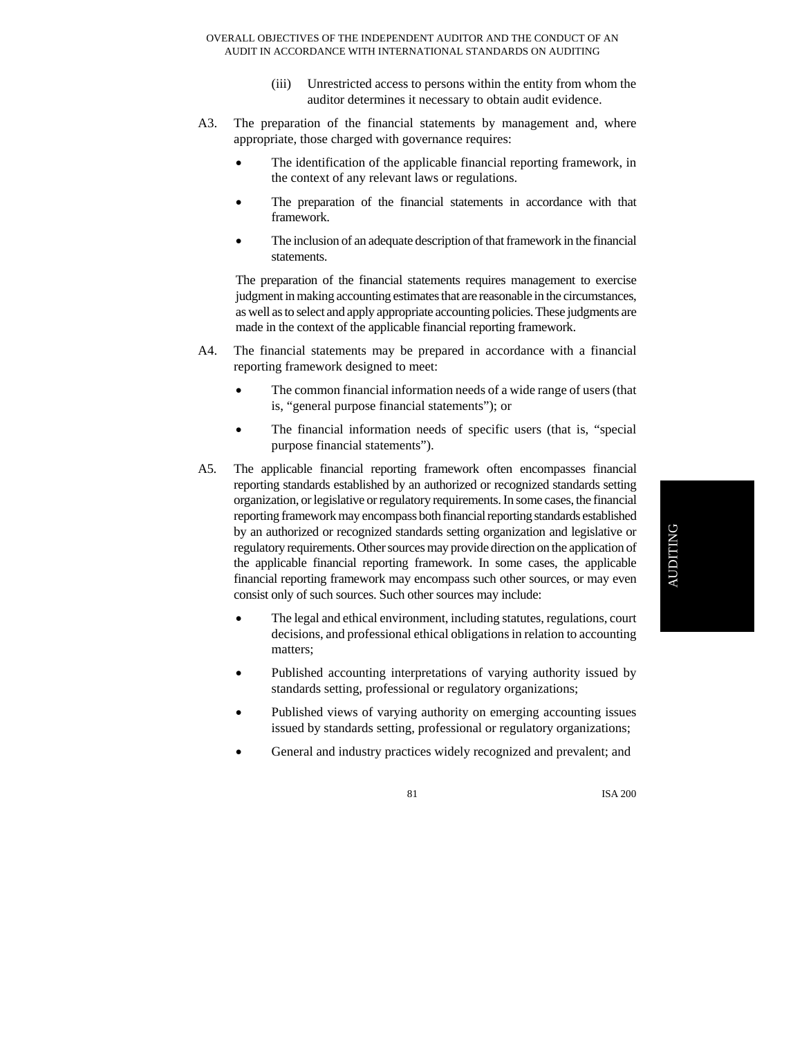(iii) Unrestricted access to persons within the entity from whom the auditor determines it necessary to obtain audit evidence.

A3. The preparation of the financial statements by management and, where appropriate, those charged with governance requires:

- The identification of the applicable financial reporting framework, in the context of any relevant laws or regulations.
- The preparation of the financial statements in accordance with that framework.
- The inclusion of an adequate description of that framework in the financial statements.

The preparation of the financial statements requires management to exercise judgment in making accounting estimates that are reasonable in the circumstances, as well as to select and apply appropriate accounting policies. These judgments are made in the context of the applicable financial reporting framework.

A4. The financial statements may be prepared in accordance with a financial reporting framework designed to meet:

- The common financial information needs of a wide range of users (that is, "general purpose financial statements"); or
- The financial information needs of specific users (that is, "special purpose financial statements").

A5. The applicable financial reporting framework often encompasses financial reporting standards established by an authorized or recognized standards setting organization, or legislative or regulatory requirements. In some cases, the financial reporting framework may encompass both financial reporting standards established by an authorized or recognized standards setting organization and legislative or regulatory requirements. Other sources may provide direction on the application of the applicable financial reporting framework. In some cases, the applicable financial reporting framework may encompass such other sources, or may even consist only of such sources. Such other sources may include:

- The legal and ethical environment, including statutes, regulations, court decisions, and professional ethical obligations in relation to accounting matters;
- Published accounting interpretations of varying authority issued by standards setting, professional or regulatory organizations;
- Published views of varying authority on emerging accounting issues issued by standards setting, professional or regulatory organizations;
- General and industry practices widely recognized and prevalent; and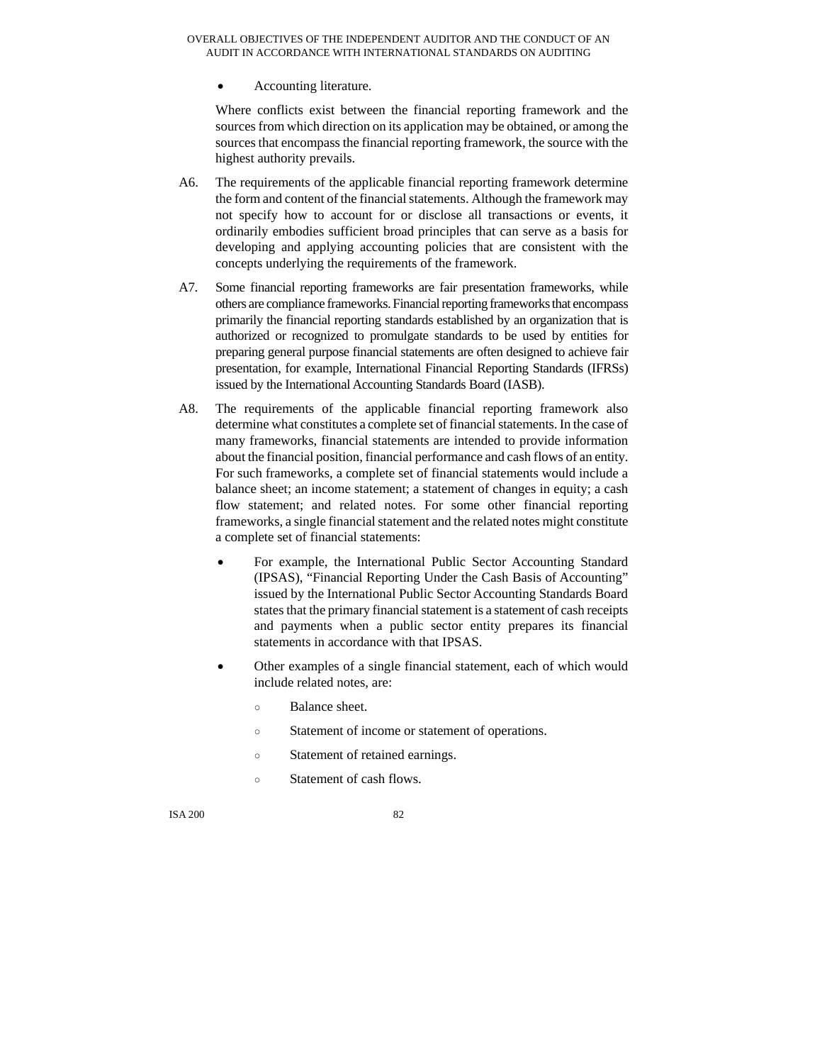- Accounting literature.

Where conflicts exist between the financial reporting framework and the sources from which direction on its application may be obtained, or among the sources that encompass the financial reporting framework, the source with the highest authority prevails.

A6. The requirements of the applicable financial reporting framework determine the form and content of the financial statements. Although the framework may not specify how to account for or disclose all transactions or events, it ordinarily embodies sufficient broad principles that can serve as a basis for developing and applying accounting policies that are consistent with the concepts underlying the requirements of the framework.

A7. Some financial reporting frameworks are fair presentation frameworks, while others are compliance frameworks. Financial reporting frameworks that encompass primarily the financial reporting standards established by an organization that is authorized or recognized to promulgate standards to be used by entities for preparing general purpose financial statements are often designed to achieve fair presentation, for example, International Financial Reporting Standards (IFRSs) issued by the International Accounting Standards Board (IASB).

A8. The requirements of the applicable financial reporting framework also determine what constitutes a complete set of financial statements. In the case of many frameworks, financial statements are intended to provide information about the financial position, financial performance and cash flows of an entity. For such frameworks, a complete set of financial statements would include a balance sheet; an income statement; a statement of changes in equity; a cash flow statement; and related notes. For some other financial reporting frameworks, a single financial statement and the related notes might constitute a complete set of financial statements:

- For example, the International Public Sector Accounting Standard (IPSAS), "Financial Reporting Under the Cash Basis of Accounting" issued by the International Public Sector Accounting Standards Board states that the primary financial statement is a statement of cash receipts and payments when a public sector entity prepares its financial statements in accordance with that IPSAS.
- Other examples of a single financial statement, each of which would include related notes, are:
  - Balance sheet.
  - Statement of income or statement of operations.
  - Statement of retained earnings.
  - Statement of cash flows.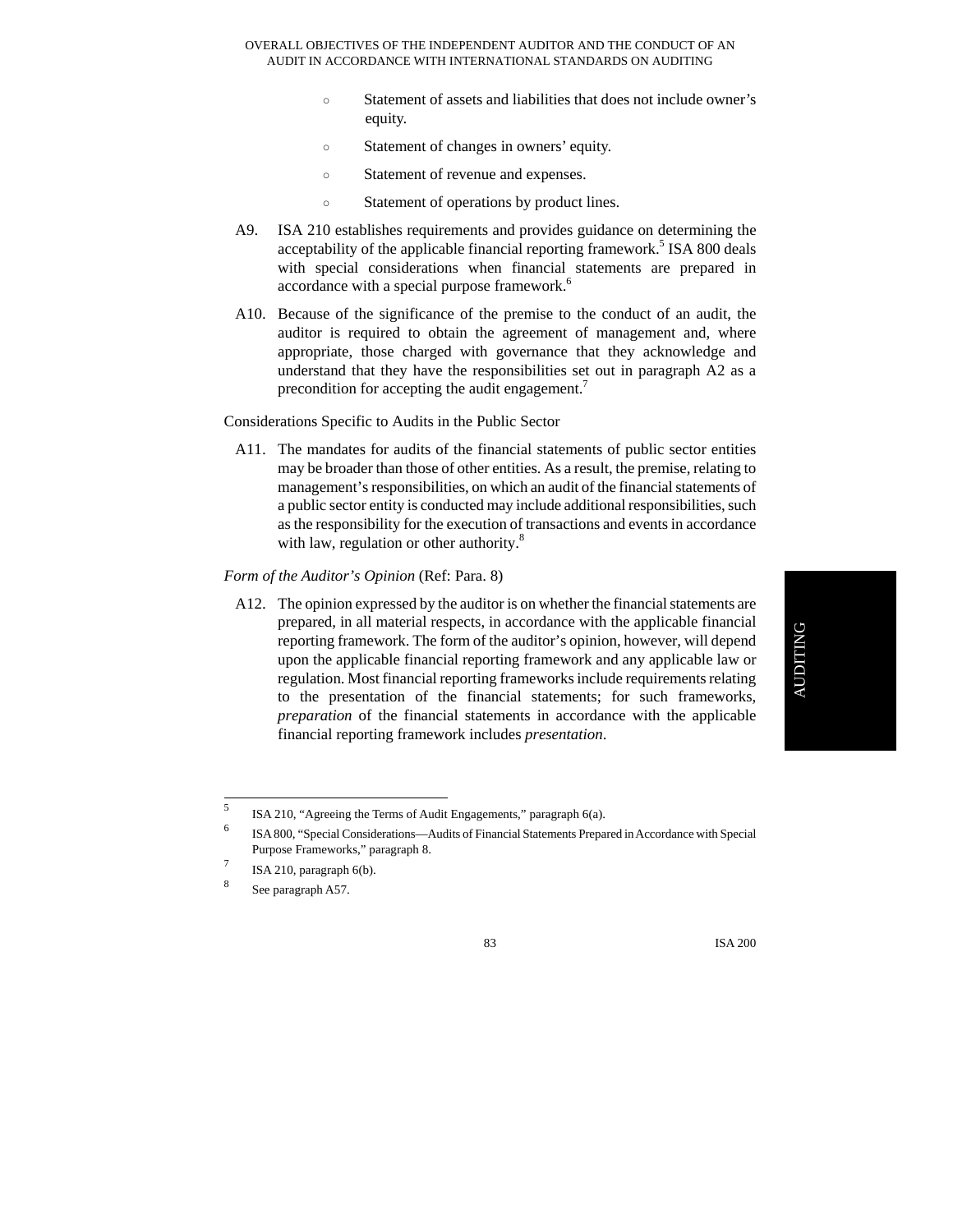- Statement of assets and liabilities that does not include owner's equity.
- Statement of changes in owners' equity.
- Statement of revenue and expenses.
- Statement of operations by product lines.

A9. ISA 210 establishes requirements and provides guidance on determining the acceptability of the applicable financial reporting framework.[5] ISA 800 deals with special considerations when financial statements are prepared in accordance with a special purpose framework.[6]

A10. Because of the significance of the premise to the conduct of an audit, the auditor is required to obtain the agreement of management and, where appropriate, those charged with governance that they acknowledge and understand that they have the responsibilities set out in paragraph A2 as a precondition for accepting the audit engagement.[7]

Considerations Specific to Audits in the Public Sector

A11. The mandates for audits of the financial statements of public sector entities may be broader than those of other entities. As a result, the premise, relating to management's responsibilities, on which an audit of the financial statements of a public sector entity is conducted may include additional responsibilities, such as the responsibility for the execution of transactions and events in accordance with law, regulation or other authority.[8]

*Form of the Auditor's Opinion* (Ref: Para. 8)

A12. The opinion expressed by the auditor is on whether the financial statements are prepared, in all material respects, in accordance with the applicable financial reporting framework. The form of the auditor's opinion, however, will depend upon the applicable financial reporting framework and any applicable law or regulation. Most financial reporting frameworks include requirements relating to the presentation of the financial statements; for such frameworks, *preparation* of the financial statements in accordance with the applicable financial reporting framework includes *presentation*.

---

[5] ISA 210, "Agreeing the Terms of Audit Engagements," paragraph 6(a).

[6] ISA 800, "Special Considerations—Audits of Financial Statements Prepared in Accordance with Special Purpose Frameworks," paragraph 8.

[7] ISA 210, paragraph 6(b).

[8] See paragraph A57.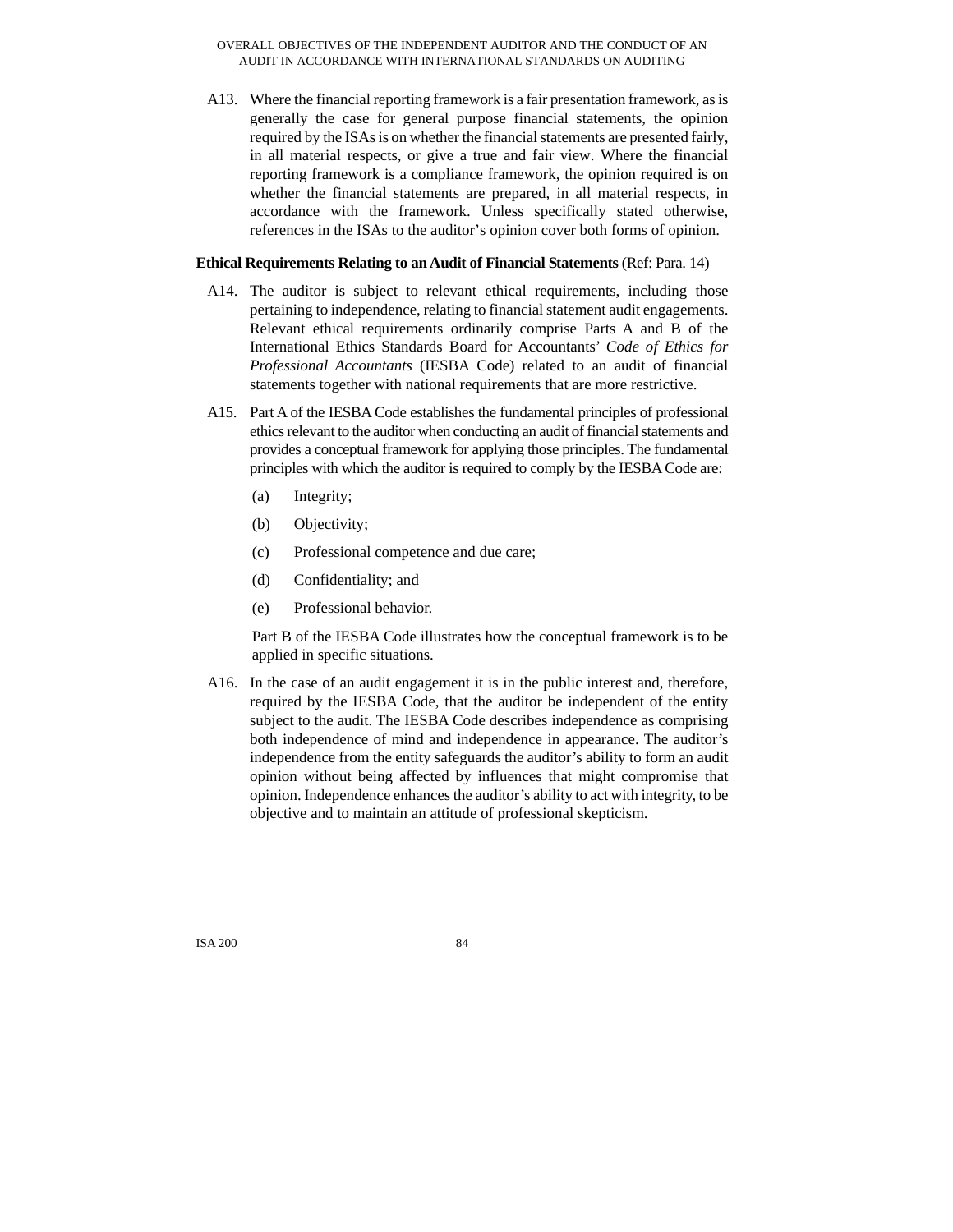A13. Where the financial reporting framework is a fair presentation framework, as is generally the case for general purpose financial statements, the opinion required by the ISAs is on whether the financial statements are presented fairly, in all material respects, or give a true and fair view. Where the financial reporting framework is a compliance framework, the opinion required is on whether the financial statements are prepared, in all material respects, in accordance with the framework. Unless specifically stated otherwise, references in the ISAs to the auditor's opinion cover both forms of opinion.

**Ethical Requirements Relating to an Audit of Financial Statements** (Ref: Para. 14)

A14. The auditor is subject to relevant ethical requirements, including those pertaining to independence, relating to financial statement audit engagements. Relevant ethical requirements ordinarily comprise Parts A and B of the International Ethics Standards Board for Accountants' *Code of Ethics for Professional Accountants* (IESBA Code) related to an audit of financial statements together with national requirements that are more restrictive.

A15. Part A of the IESBA Code establishes the fundamental principles of professional ethics relevant to the auditor when conducting an audit of financial statements and provides a conceptual framework for applying those principles. The fundamental principles with which the auditor is required to comply by the IESBA Code are:

(a) Integrity;

(b) Objectivity;

(c) Professional competence and due care;

(d) Confidentiality; and

(e) Professional behavior.

Part B of the IESBA Code illustrates how the conceptual framework is to be applied in specific situations.

A16. In the case of an audit engagement it is in the public interest and, therefore, required by the IESBA Code, that the auditor be independent of the entity subject to the audit. The IESBA Code describes independence as comprising both independence of mind and independence in appearance. The auditor's independence from the entity safeguards the auditor's ability to form an audit opinion without being affected by influences that might compromise that opinion. Independence enhances the auditor's ability to act with integrity, to be objective and to maintain an attitude of professional skepticism.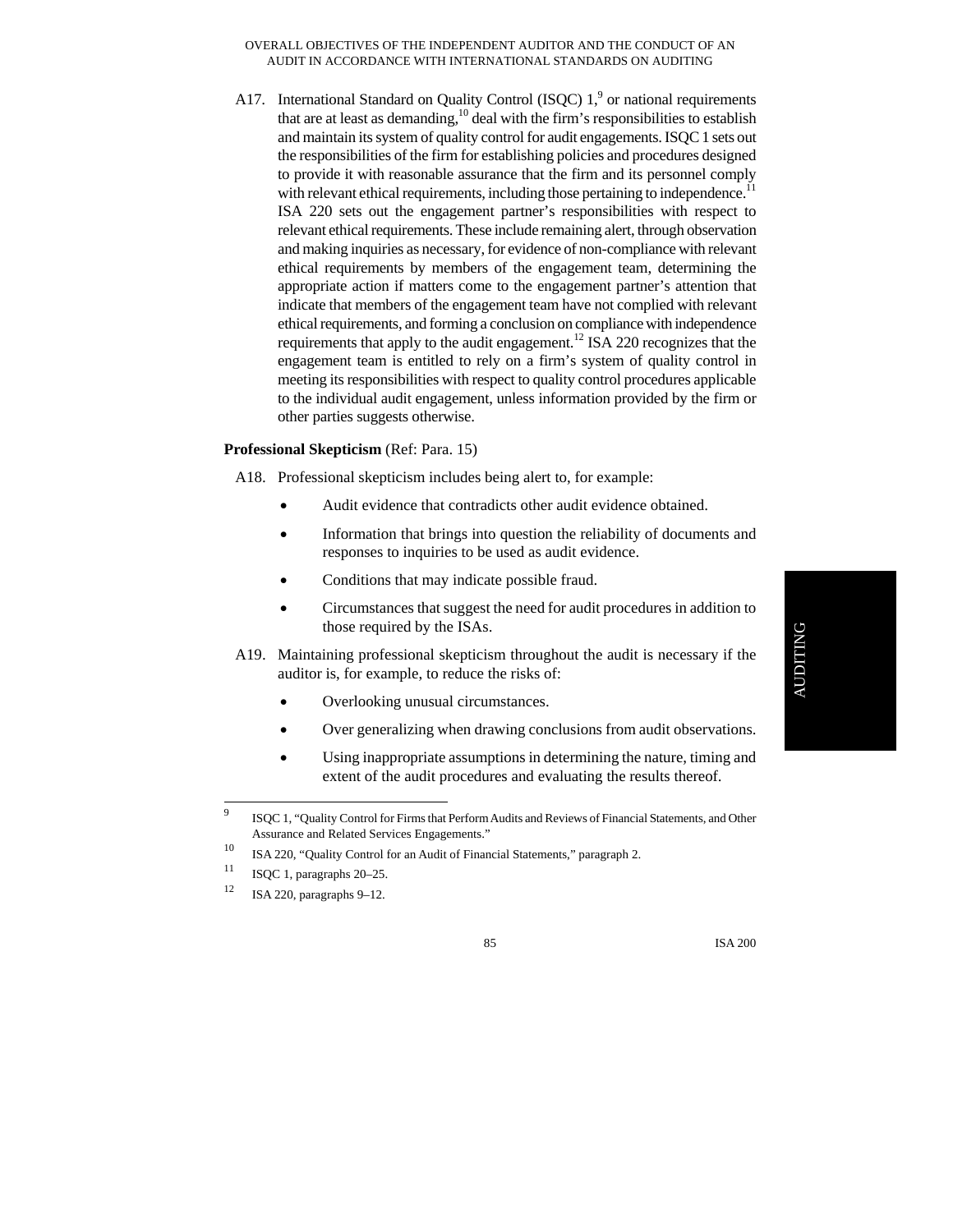A17. International Standard on Quality Control (ISQC) 1,[9] or national requirements that are at least as demanding,[10] deal with the firm's responsibilities to establish and maintain its system of quality control for audit engagements. ISQC 1 sets out the responsibilities of the firm for establishing policies and procedures designed to provide it with reasonable assurance that the firm and its personnel comply with relevant ethical requirements, including those pertaining to independence.[11] ISA 220 sets out the engagement partner's responsibilities with respect to relevant ethical requirements. These include remaining alert, through observation and making inquiries as necessary, for evidence of non-compliance with relevant ethical requirements by members of the engagement team, determining the appropriate action if matters come to the engagement partner's attention that indicate that members of the engagement team have not complied with relevant ethical requirements, and forming a conclusion on compliance with independence requirements that apply to the audit engagement.[12] ISA 220 recognizes that the engagement team is entitled to rely on a firm's system of quality control in meeting its responsibilities with respect to quality control procedures applicable to the individual audit engagement, unless information provided by the firm or other parties suggests otherwise.

**Professional Skepticism** (Ref: Para. 15)

A18. Professional skepticism includes being alert to, for example:

- Audit evidence that contradicts other audit evidence obtained.
- Information that brings into question the reliability of documents and responses to inquiries to be used as audit evidence.
- Conditions that may indicate possible fraud.
- Circumstances that suggest the need for audit procedures in addition to those required by the ISAs.

A19. Maintaining professional skepticism throughout the audit is necessary if the auditor is, for example, to reduce the risks of:

- Overlooking unusual circumstances.
- Over generalizing when drawing conclusions from audit observations.
- Using inappropriate assumptions in determining the nature, timing and extent of the audit procedures and evaluating the results thereof.

---

[9] ISQC 1, "Quality Control for Firms that Perform Audits and Reviews of Financial Statements, and Other Assurance and Related Services Engagements."

[10] ISA 220, "Quality Control for an Audit of Financial Statements," paragraph 2.

[11] ISQC 1, paragraphs 20–25.

[12] ISA 220, paragraphs 9–12.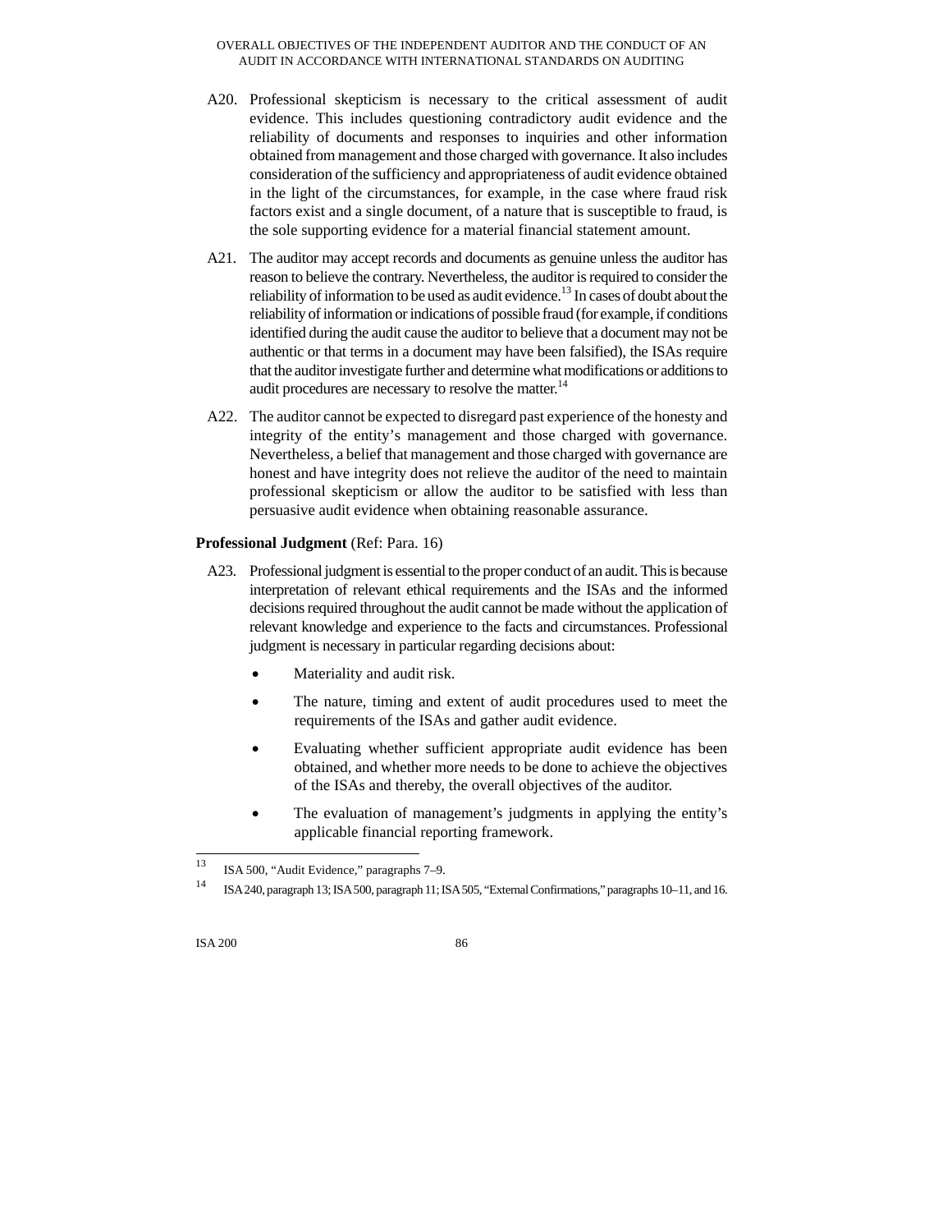A20. Professional skepticism is necessary to the critical assessment of audit evidence. This includes questioning contradictory audit evidence and the reliability of documents and responses to inquiries and other information obtained from management and those charged with governance. It also includes consideration of the sufficiency and appropriateness of audit evidence obtained in the light of the circumstances, for example, in the case where fraud risk factors exist and a single document, of a nature that is susceptible to fraud, is the sole supporting evidence for a material financial statement amount.

A21. The auditor may accept records and documents as genuine unless the auditor has reason to believe the contrary. Nevertheless, the auditor is required to consider the reliability of information to be used as audit evidence.[13] In cases of doubt about the reliability of information or indications of possible fraud (for example, if conditions identified during the audit cause the auditor to believe that a document may not be authentic or that terms in a document may have been falsified), the ISAs require that the auditor investigate further and determine what modifications or additions to audit procedures are necessary to resolve the matter.[14]

A22. The auditor cannot be expected to disregard past experience of the honesty and integrity of the entity's management and those charged with governance. Nevertheless, a belief that management and those charged with governance are honest and have integrity does not relieve the auditor of the need to maintain professional skepticism or allow the auditor to be satisfied with less than persuasive audit evidence when obtaining reasonable assurance.

**Professional Judgment** (Ref: Para. 16)

A23. Professional judgment is essential to the proper conduct of an audit. This is because interpretation of relevant ethical requirements and the ISAs and the informed decisions required throughout the audit cannot be made without the application of relevant knowledge and experience to the facts and circumstances. Professional judgment is necessary in particular regarding decisions about:

- Materiality and audit risk.
- The nature, timing and extent of audit procedures used to meet the requirements of the ISAs and gather audit evidence.
- Evaluating whether sufficient appropriate audit evidence has been obtained, and whether more needs to be done to achieve the objectives of the ISAs and thereby, the overall objectives of the auditor.
- The evaluation of management's judgments in applying the entity's applicable financial reporting framework.

[13] ISA 500, "Audit Evidence," paragraphs 7–9.

[14] ISA 240, paragraph 13; ISA 500, paragraph 11; ISA 505, "External Confirmations," paragraphs 10–11, and 16.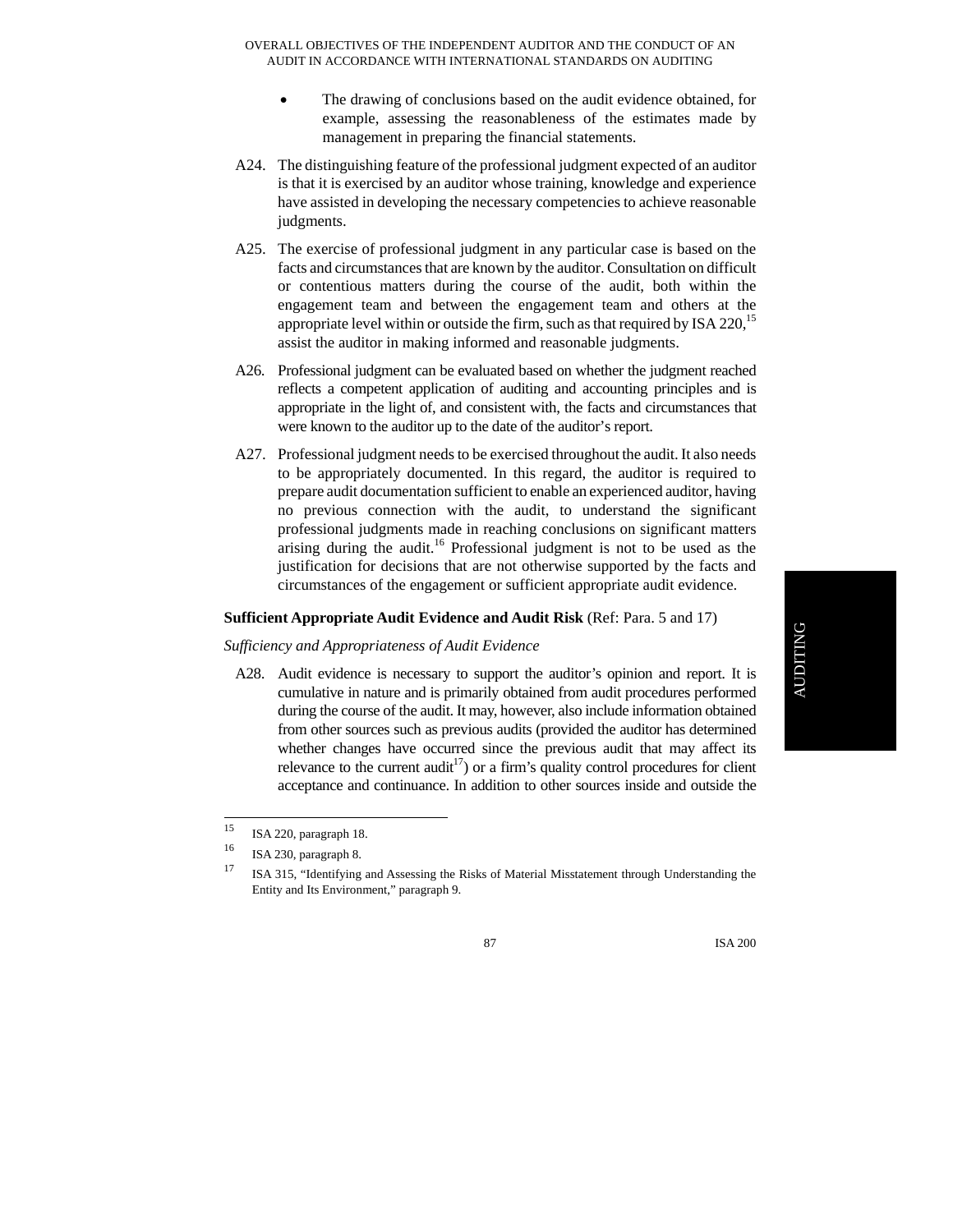- The drawing of conclusions based on the audit evidence obtained, for example, assessing the reasonableness of the estimates made by management in preparing the financial statements.

A24. The distinguishing feature of the professional judgment expected of an auditor is that it is exercised by an auditor whose training, knowledge and experience have assisted in developing the necessary competencies to achieve reasonable judgments.

A25. The exercise of professional judgment in any particular case is based on the facts and circumstances that are known by the auditor. Consultation on difficult or contentious matters during the course of the audit, both within the engagement team and between the engagement team and others at the appropriate level within or outside the firm, such as that required by ISA 220,[15] assist the auditor in making informed and reasonable judgments.

A26. Professional judgment can be evaluated based on whether the judgment reached reflects a competent application of auditing and accounting principles and is appropriate in the light of, and consistent with, the facts and circumstances that were known to the auditor up to the date of the auditor's report.

A27. Professional judgment needs to be exercised throughout the audit. It also needs to be appropriately documented. In this regard, the auditor is required to prepare audit documentation sufficient to enable an experienced auditor, having no previous connection with the audit, to understand the significant professional judgments made in reaching conclusions on significant matters arising during the audit.[16] Professional judgment is not to be used as the justification for decisions that are not otherwise supported by the facts and circumstances of the engagement or sufficient appropriate audit evidence.

**Sufficient Appropriate Audit Evidence and Audit Risk** (Ref: Para. 5 and 17)

*Sufficiency and Appropriateness of Audit Evidence*

A28. Audit evidence is necessary to support the auditor's opinion and report. It is cumulative in nature and is primarily obtained from audit procedures performed during the course of the audit. It may, however, also include information obtained from other sources such as previous audits (provided the auditor has determined whether changes have occurred since the previous audit that may affect its relevance to the current audit[17]) or a firm's quality control procedures for client acceptance and continuance. In addition to other sources inside and outside the

---

[15] ISA 220, paragraph 18.

[16] ISA 230, paragraph 8.

[17] ISA 315, "Identifying and Assessing the Risks of Material Misstatement through Understanding the Entity and Its Environment," paragraph 9.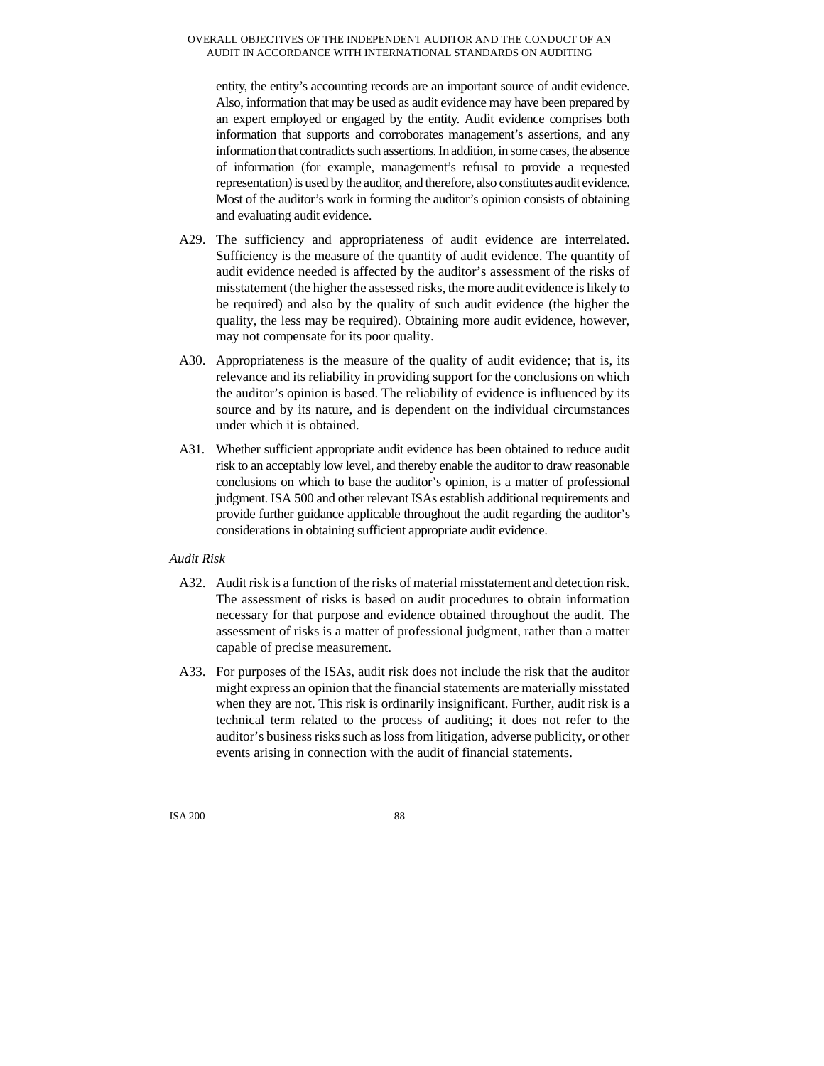entity, the entity's accounting records are an important source of audit evidence. Also, information that may be used as audit evidence may have been prepared by an expert employed or engaged by the entity. Audit evidence comprises both information that supports and corroborates management's assertions, and any information that contradicts such assertions. In addition, in some cases, the absence of information (for example, management's refusal to provide a requested representation) is used by the auditor, and therefore, also constitutes audit evidence. Most of the auditor's work in forming the auditor's opinion consists of obtaining and evaluating audit evidence.

A29. The sufficiency and appropriateness of audit evidence are interrelated. Sufficiency is the measure of the quantity of audit evidence. The quantity of audit evidence needed is affected by the auditor's assessment of the risks of misstatement (the higher the assessed risks, the more audit evidence is likely to be required) and also by the quality of such audit evidence (the higher the quality, the less may be required). Obtaining more audit evidence, however, may not compensate for its poor quality.

A30. Appropriateness is the measure of the quality of audit evidence; that is, its relevance and its reliability in providing support for the conclusions on which the auditor's opinion is based. The reliability of evidence is influenced by its source and by its nature, and is dependent on the individual circumstances under which it is obtained.

A31. Whether sufficient appropriate audit evidence has been obtained to reduce audit risk to an acceptably low level, and thereby enable the auditor to draw reasonable conclusions on which to base the auditor's opinion, is a matter of professional judgment. ISA 500 and other relevant ISAs establish additional requirements and provide further guidance applicable throughout the audit regarding the auditor's considerations in obtaining sufficient appropriate audit evidence.

*Audit Risk*

A32. Audit risk is a function of the risks of material misstatement and detection risk. The assessment of risks is based on audit procedures to obtain information necessary for that purpose and evidence obtained throughout the audit. The assessment of risks is a matter of professional judgment, rather than a matter capable of precise measurement.

A33. For purposes of the ISAs, audit risk does not include the risk that the auditor might express an opinion that the financial statements are materially misstated when they are not. This risk is ordinarily insignificant. Further, audit risk is a technical term related to the process of auditing; it does not refer to the auditor's business risks such as loss from litigation, adverse publicity, or other events arising in connection with the audit of financial statements.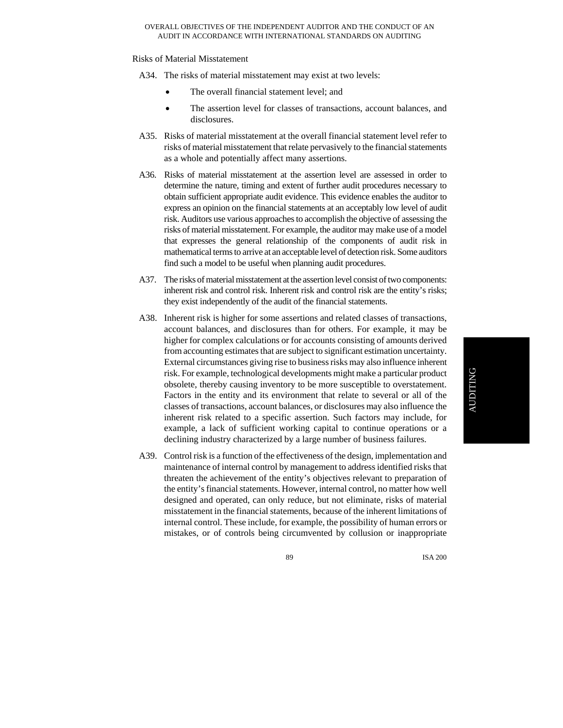Risks of Material Misstatement

A34. The risks of material misstatement may exist at two levels:

- The overall financial statement level; and
- The assertion level for classes of transactions, account balances, and disclosures.

A35. Risks of material misstatement at the overall financial statement level refer to risks of material misstatement that relate pervasively to the financial statements as a whole and potentially affect many assertions.

A36. Risks of material misstatement at the assertion level are assessed in order to determine the nature, timing and extent of further audit procedures necessary to obtain sufficient appropriate audit evidence. This evidence enables the auditor to express an opinion on the financial statements at an acceptably low level of audit risk. Auditors use various approaches to accomplish the objective of assessing the risks of material misstatement. For example, the auditor may make use of a model that expresses the general relationship of the components of audit risk in mathematical terms to arrive at an acceptable level of detection risk. Some auditors find such a model to be useful when planning audit procedures.

A37. The risks of material misstatement at the assertion level consist of two components: inherent risk and control risk. Inherent risk and control risk are the entity's risks; they exist independently of the audit of the financial statements.

A38. Inherent risk is higher for some assertions and related classes of transactions, account balances, and disclosures than for others. For example, it may be higher for complex calculations or for accounts consisting of amounts derived from accounting estimates that are subject to significant estimation uncertainty. External circumstances giving rise to business risks may also influence inherent risk. For example, technological developments might make a particular product obsolete, thereby causing inventory to be more susceptible to overstatement. Factors in the entity and its environment that relate to several or all of the classes of transactions, account balances, or disclosures may also influence the inherent risk related to a specific assertion. Such factors may include, for example, a lack of sufficient working capital to continue operations or a declining industry characterized by a large number of business failures.

A39. Control risk is a function of the effectiveness of the design, implementation and maintenance of internal control by management to address identified risks that threaten the achievement of the entity's objectives relevant to preparation of the entity's financial statements. However, internal control, no matter how well designed and operated, can only reduce, but not eliminate, risks of material misstatement in the financial statements, because of the inherent limitations of internal control. These include, for example, the possibility of human errors or mistakes, or of controls being circumvented by collusion or inappropriate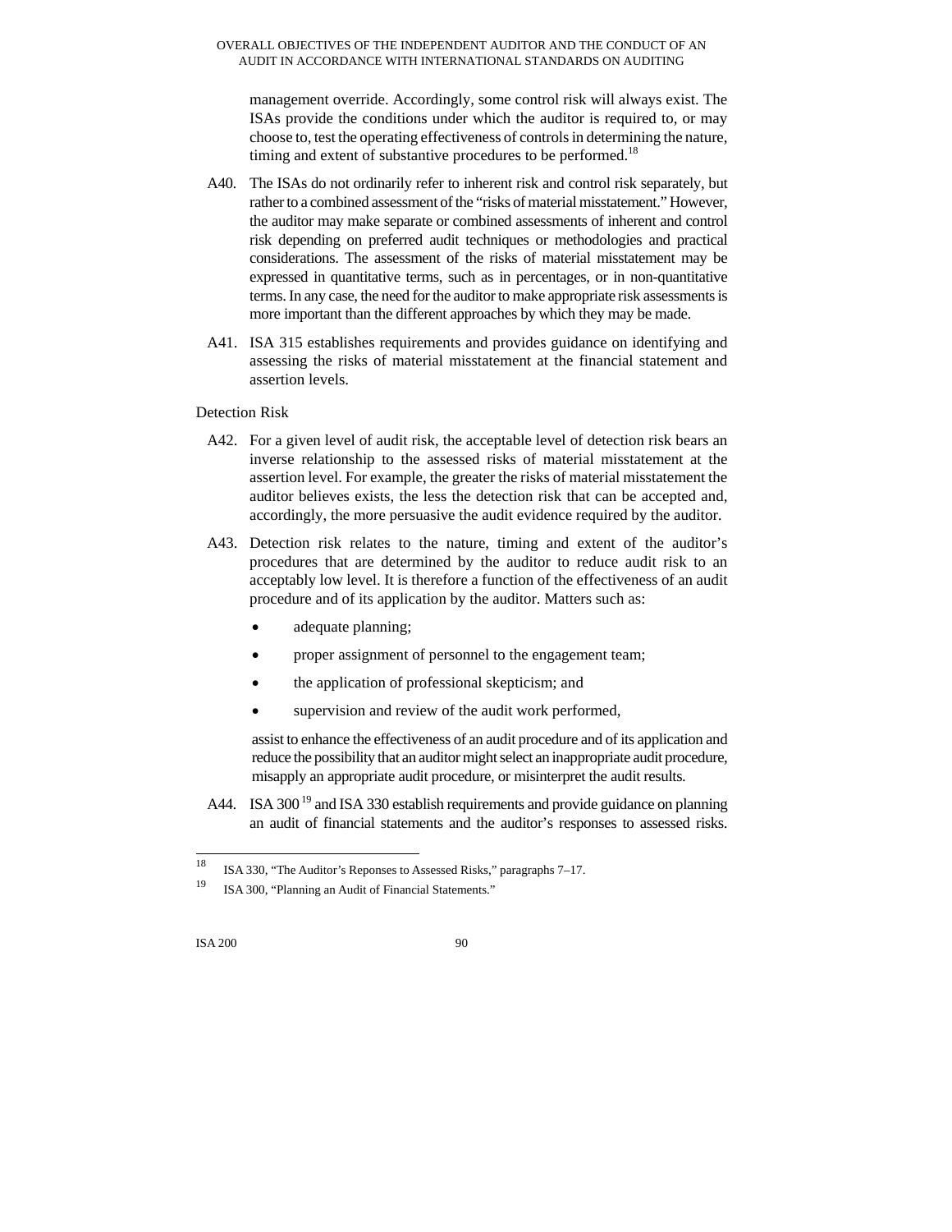management override. Accordingly, some control risk will always exist. The ISAs provide the conditions under which the auditor is required to, or may choose to, test the operating effectiveness of controls in determining the nature, timing and extent of substantive procedures to be performed.[18]

A40. The ISAs do not ordinarily refer to inherent risk and control risk separately, but rather to a combined assessment of the "risks of material misstatement." However, the auditor may make separate or combined assessments of inherent and control risk depending on preferred audit techniques or methodologies and practical considerations. The assessment of the risks of material misstatement may be expressed in quantitative terms, such as in percentages, or in non-quantitative terms. In any case, the need for the auditor to make appropriate risk assessments is more important than the different approaches by which they may be made.

A41. ISA 315 establishes requirements and provides guidance on identifying and assessing the risks of material misstatement at the financial statement and assertion levels.

Detection Risk

A42. For a given level of audit risk, the acceptable level of detection risk bears an inverse relationship to the assessed risks of material misstatement at the assertion level. For example, the greater the risks of material misstatement the auditor believes exists, the less the detection risk that can be accepted and, accordingly, the more persuasive the audit evidence required by the auditor.

A43. Detection risk relates to the nature, timing and extent of the auditor's procedures that are determined by the auditor to reduce audit risk to an acceptably low level. It is therefore a function of the effectiveness of an audit procedure and of its application by the auditor. Matters such as:

- adequate planning;
- proper assignment of personnel to the engagement team;
- the application of professional skepticism; and
- supervision and review of the audit work performed,

assist to enhance the effectiveness of an audit procedure and of its application and reduce the possibility that an auditor might select an inappropriate audit procedure, misapply an appropriate audit procedure, or misinterpret the audit results.

A44. ISA 300[19] and ISA 330 establish requirements and provide guidance on planning an audit of financial statements and the auditor's responses to assessed risks.

---

[18] ISA 330, "The Auditor's Reponses to Assessed Risks," paragraphs 7–17.

[19] ISA 300, "Planning an Audit of Financial Statements."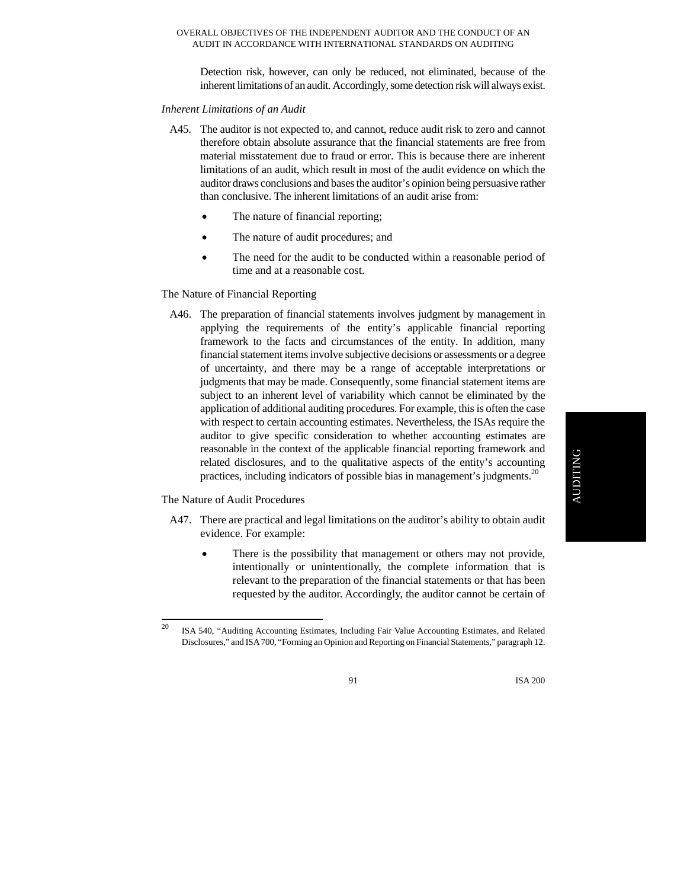Detection risk, however, can only be reduced, not eliminated, because of the inherent limitations of an audit. Accordingly, some detection risk will always exist.

*Inherent Limitations of an Audit*

A45. The auditor is not expected to, and cannot, reduce audit risk to zero and cannot therefore obtain absolute assurance that the financial statements are free from material misstatement due to fraud or error. This is because there are inherent limitations of an audit, which result in most of the audit evidence on which the auditor draws conclusions and bases the auditor's opinion being persuasive rather than conclusive. The inherent limitations of an audit arise from:

- The nature of financial reporting;
- The nature of audit procedures; and
- The need for the audit to be conducted within a reasonable period of time and at a reasonable cost.

The Nature of Financial Reporting

A46. The preparation of financial statements involves judgment by management in applying the requirements of the entity's applicable financial reporting framework to the facts and circumstances of the entity. In addition, many financial statement items involve subjective decisions or assessments or a degree of uncertainty, and there may be a range of acceptable interpretations or judgments that may be made. Consequently, some financial statement items are subject to an inherent level of variability which cannot be eliminated by the application of additional auditing procedures. For example, this is often the case with respect to certain accounting estimates. Nevertheless, the ISAs require the auditor to give specific consideration to whether accounting estimates are reasonable in the context of the applicable financial reporting framework and related disclosures, and to the qualitative aspects of the entity's accounting practices, including indicators of possible bias in management's judgments.[20]

The Nature of Audit Procedures

A47. There are practical and legal limitations on the auditor's ability to obtain audit evidence. For example:

- There is the possibility that management or others may not provide, intentionally or unintentionally, the complete information that is relevant to the preparation of the financial statements or that has been requested by the auditor. Accordingly, the auditor cannot be certain of

[20] ISA 540, "Auditing Accounting Estimates, Including Fair Value Accounting Estimates, and Related Disclosures," and ISA 700, "Forming an Opinion and Reporting on Financial Statements," paragraph 12.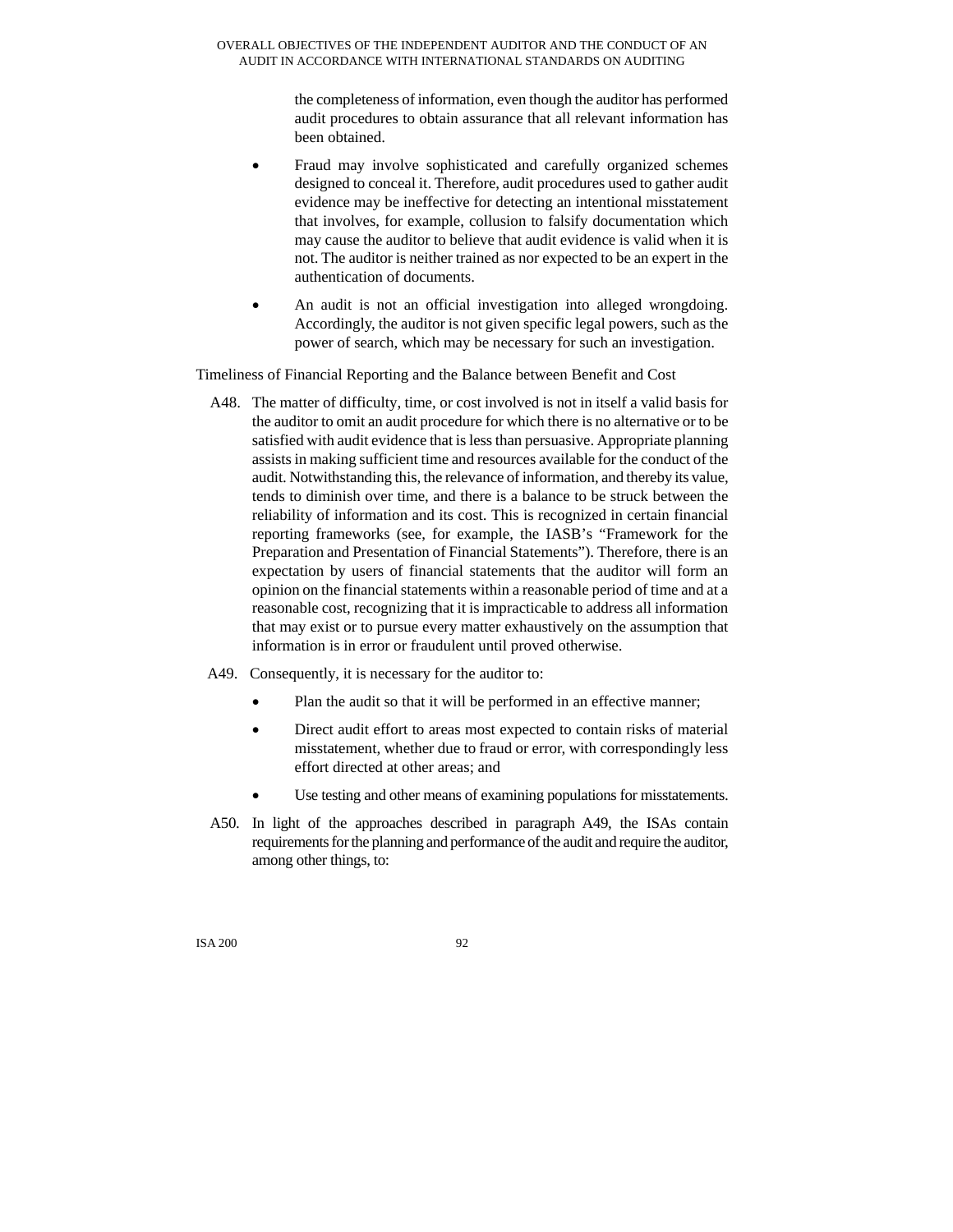the completeness of information, even though the auditor has performed audit procedures to obtain assurance that all relevant information has been obtained.

- Fraud may involve sophisticated and carefully organized schemes designed to conceal it. Therefore, audit procedures used to gather audit evidence may be ineffective for detecting an intentional misstatement that involves, for example, collusion to falsify documentation which may cause the auditor to believe that audit evidence is valid when it is not. The auditor is neither trained as nor expected to be an expert in the authentication of documents.
- An audit is not an official investigation into alleged wrongdoing. Accordingly, the auditor is not given specific legal powers, such as the power of search, which may be necessary for such an investigation.

Timeliness of Financial Reporting and the Balance between Benefit and Cost

A48. The matter of difficulty, time, or cost involved is not in itself a valid basis for the auditor to omit an audit procedure for which there is no alternative or to be satisfied with audit evidence that is less than persuasive. Appropriate planning assists in making sufficient time and resources available for the conduct of the audit. Notwithstanding this, the relevance of information, and thereby its value, tends to diminish over time, and there is a balance to be struck between the reliability of information and its cost. This is recognized in certain financial reporting frameworks (see, for example, the IASB's "Framework for the Preparation and Presentation of Financial Statements"). Therefore, there is an expectation by users of financial statements that the auditor will form an opinion on the financial statements within a reasonable period of time and at a reasonable cost, recognizing that it is impracticable to address all information that may exist or to pursue every matter exhaustively on the assumption that information is in error or fraudulent until proved otherwise.

A49. Consequently, it is necessary for the auditor to:

- Plan the audit so that it will be performed in an effective manner;
- Direct audit effort to areas most expected to contain risks of material misstatement, whether due to fraud or error, with correspondingly less effort directed at other areas; and
- Use testing and other means of examining populations for misstatements.

A50. In light of the approaches described in paragraph A49, the ISAs contain requirements for the planning and performance of the audit and require the auditor, among other things, to: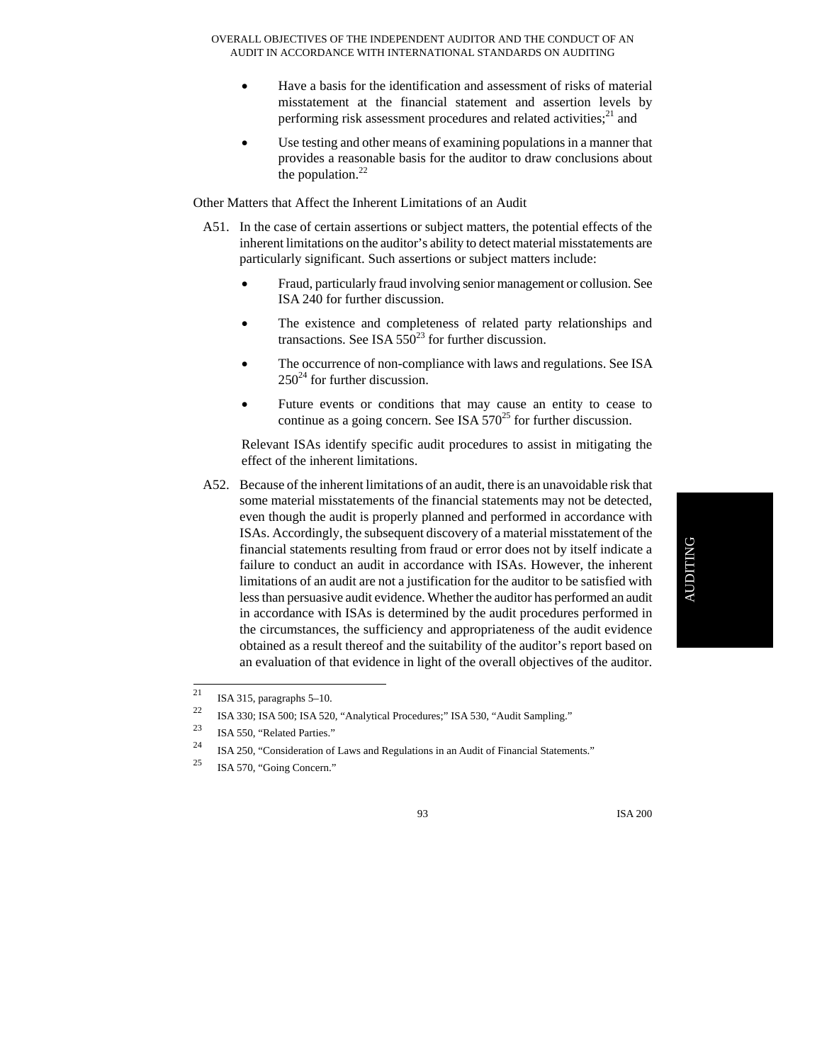- Have a basis for the identification and assessment of risks of material misstatement at the financial statement and assertion levels by performing risk assessment procedures and related activities;[21] and
- Use testing and other means of examining populations in a manner that provides a reasonable basis for the auditor to draw conclusions about the population.[22]

Other Matters that Affect the Inherent Limitations of an Audit

A51. In the case of certain assertions or subject matters, the potential effects of the inherent limitations on the auditor's ability to detect material misstatements are particularly significant. Such assertions or subject matters include:

- Fraud, particularly fraud involving senior management or collusion. See ISA 240 for further discussion.
- The existence and completeness of related party relationships and transactions. See ISA 550[23] for further discussion.
- The occurrence of non-compliance with laws and regulations. See ISA 250[24] for further discussion.
- Future events or conditions that may cause an entity to cease to continue as a going concern. See ISA 570[25] for further discussion.

Relevant ISAs identify specific audit procedures to assist in mitigating the effect of the inherent limitations.

A52. Because of the inherent limitations of an audit, there is an unavoidable risk that some material misstatements of the financial statements may not be detected, even though the audit is properly planned and performed in accordance with ISAs. Accordingly, the subsequent discovery of a material misstatement of the financial statements resulting from fraud or error does not by itself indicate a failure to conduct an audit in accordance with ISAs. However, the inherent limitations of an audit are not a justification for the auditor to be satisfied with less than persuasive audit evidence. Whether the auditor has performed an audit in accordance with ISAs is determined by the audit procedures performed in the circumstances, the sufficiency and appropriateness of the audit evidence obtained as a result thereof and the suitability of the auditor's report based on an evaluation of that evidence in light of the overall objectives of the auditor.

---

[21] ISA 315, paragraphs 5–10.

[22] ISA 330; ISA 500; ISA 520, "Analytical Procedures;" ISA 530, "Audit Sampling."

[23] ISA 550, "Related Parties."

[24] ISA 250, "Consideration of Laws and Regulations in an Audit of Financial Statements."

[25] ISA 570, "Going Concern."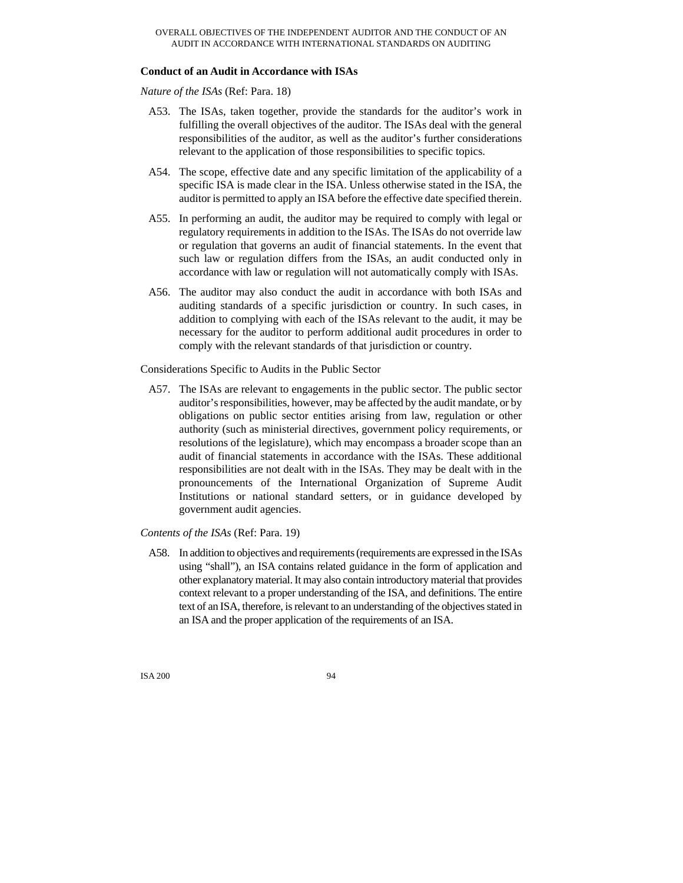### Conduct of an Audit in Accordance with ISAs

*Nature of the ISAs* (Ref: Para. 18)

A53. The ISAs, taken together, provide the standards for the auditor's work in fulfilling the overall objectives of the auditor. The ISAs deal with the general responsibilities of the auditor, as well as the auditor's further considerations relevant to the application of those responsibilities to specific topics.

A54. The scope, effective date and any specific limitation of the applicability of a specific ISA is made clear in the ISA. Unless otherwise stated in the ISA, the auditor is permitted to apply an ISA before the effective date specified therein.

A55. In performing an audit, the auditor may be required to comply with legal or regulatory requirements in addition to the ISAs. The ISAs do not override law or regulation that governs an audit of financial statements. In the event that such law or regulation differs from the ISAs, an audit conducted only in accordance with law or regulation will not automatically comply with ISAs.

A56. The auditor may also conduct the audit in accordance with both ISAs and auditing standards of a specific jurisdiction or country. In such cases, in addition to complying with each of the ISAs relevant to the audit, it may be necessary for the auditor to perform additional audit procedures in order to comply with the relevant standards of that jurisdiction or country.

Considerations Specific to Audits in the Public Sector

A57. The ISAs are relevant to engagements in the public sector. The public sector auditor's responsibilities, however, may be affected by the audit mandate, or by obligations on public sector entities arising from law, regulation or other authority (such as ministerial directives, government policy requirements, or resolutions of the legislature), which may encompass a broader scope than an audit of financial statements in accordance with the ISAs. These additional responsibilities are not dealt with in the ISAs. They may be dealt with in the pronouncements of the International Organization of Supreme Audit Institutions or national standard setters, or in guidance developed by government audit agencies.

*Contents of the ISAs* (Ref: Para. 19)

A58. In addition to objectives and requirements (requirements are expressed in the ISAs using "shall"), an ISA contains related guidance in the form of application and other explanatory material. It may also contain introductory material that provides context relevant to a proper understanding of the ISA, and definitions. The entire text of an ISA, therefore, is relevant to an understanding of the objectives stated in an ISA and the proper application of the requirements of an ISA.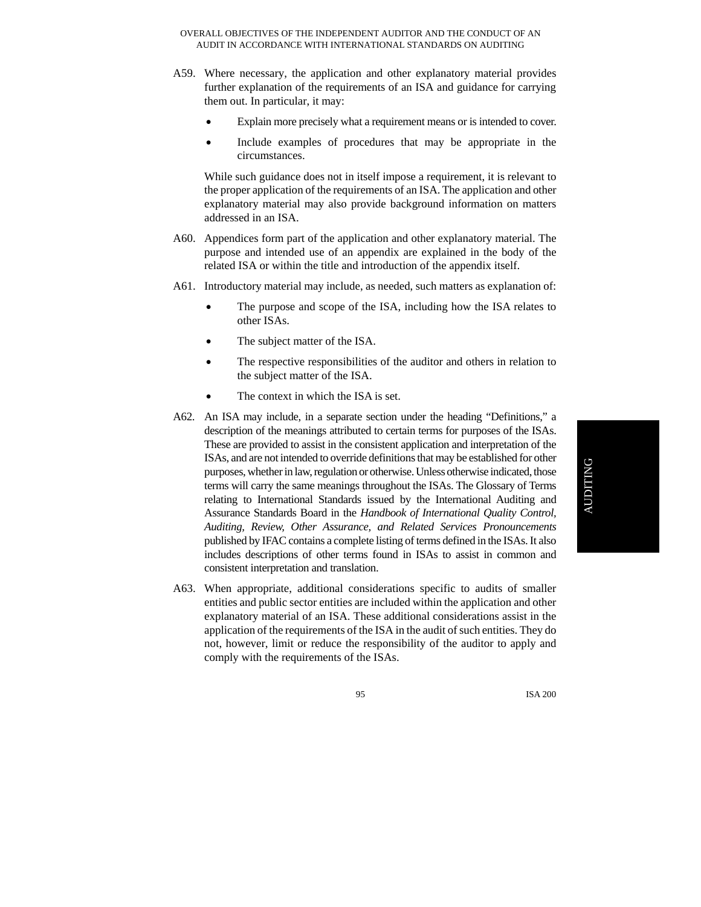A59. Where necessary, the application and other explanatory material provides further explanation of the requirements of an ISA and guidance for carrying them out. In particular, it may:

- Explain more precisely what a requirement means or is intended to cover.
- Include examples of procedures that may be appropriate in the circumstances.

While such guidance does not in itself impose a requirement, it is relevant to the proper application of the requirements of an ISA. The application and other explanatory material may also provide background information on matters addressed in an ISA.

A60. Appendices form part of the application and other explanatory material. The purpose and intended use of an appendix are explained in the body of the related ISA or within the title and introduction of the appendix itself.

A61. Introductory material may include, as needed, such matters as explanation of:

- The purpose and scope of the ISA, including how the ISA relates to other ISAs.
- The subject matter of the ISA.
- The respective responsibilities of the auditor and others in relation to the subject matter of the ISA.
- The context in which the ISA is set.

A62. An ISA may include, in a separate section under the heading "Definitions," a description of the meanings attributed to certain terms for purposes of the ISAs. These are provided to assist in the consistent application and interpretation of the ISAs, and are not intended to override definitions that may be established for other purposes, whether in law, regulation or otherwise. Unless otherwise indicated, those terms will carry the same meanings throughout the ISAs. The Glossary of Terms relating to International Standards issued by the International Auditing and Assurance Standards Board in the *Handbook of International Quality Control, Auditing, Review, Other Assurance, and Related Services Pronouncements* published by IFAC contains a complete listing of terms defined in the ISAs. It also includes descriptions of other terms found in ISAs to assist in common and consistent interpretation and translation.

A63. When appropriate, additional considerations specific to audits of smaller entities and public sector entities are included within the application and other explanatory material of an ISA. These additional considerations assist in the application of the requirements of the ISA in the audit of such entities. They do not, however, limit or reduce the responsibility of the auditor to apply and comply with the requirements of the ISAs.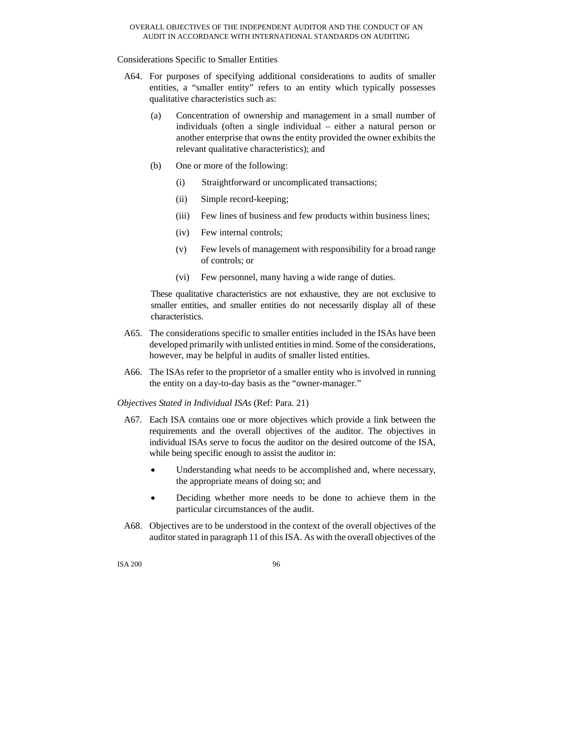Considerations Specific to Smaller Entities

A64. For purposes of specifying additional considerations to audits of smaller entities, a "smaller entity" refers to an entity which typically possesses qualitative characteristics such as:

(a) Concentration of ownership and management in a small number of individuals (often a single individual – either a natural person or another enterprise that owns the entity provided the owner exhibits the relevant qualitative characteristics); and

(b) One or more of the following:

(i) Straightforward or uncomplicated transactions;

(ii) Simple record-keeping;

(iii) Few lines of business and few products within business lines;

(iv) Few internal controls;

(v) Few levels of management with responsibility for a broad range of controls; or

(vi) Few personnel, many having a wide range of duties.

These qualitative characteristics are not exhaustive, they are not exclusive to smaller entities, and smaller entities do not necessarily display all of these characteristics.

A65. The considerations specific to smaller entities included in the ISAs have been developed primarily with unlisted entities in mind. Some of the considerations, however, may be helpful in audits of smaller listed entities.

A66. The ISAs refer to the proprietor of a smaller entity who is involved in running the entity on a day-to-day basis as the "owner-manager."

*Objectives Stated in Individual ISAs* (Ref: Para. 21)

A67. Each ISA contains one or more objectives which provide a link between the requirements and the overall objectives of the auditor. The objectives in individual ISAs serve to focus the auditor on the desired outcome of the ISA, while being specific enough to assist the auditor in:

- Understanding what needs to be accomplished and, where necessary, the appropriate means of doing so; and
- Deciding whether more needs to be done to achieve them in the particular circumstances of the audit.

A68. Objectives are to be understood in the context of the overall objectives of the auditor stated in paragraph 11 of this ISA. As with the overall objectives of the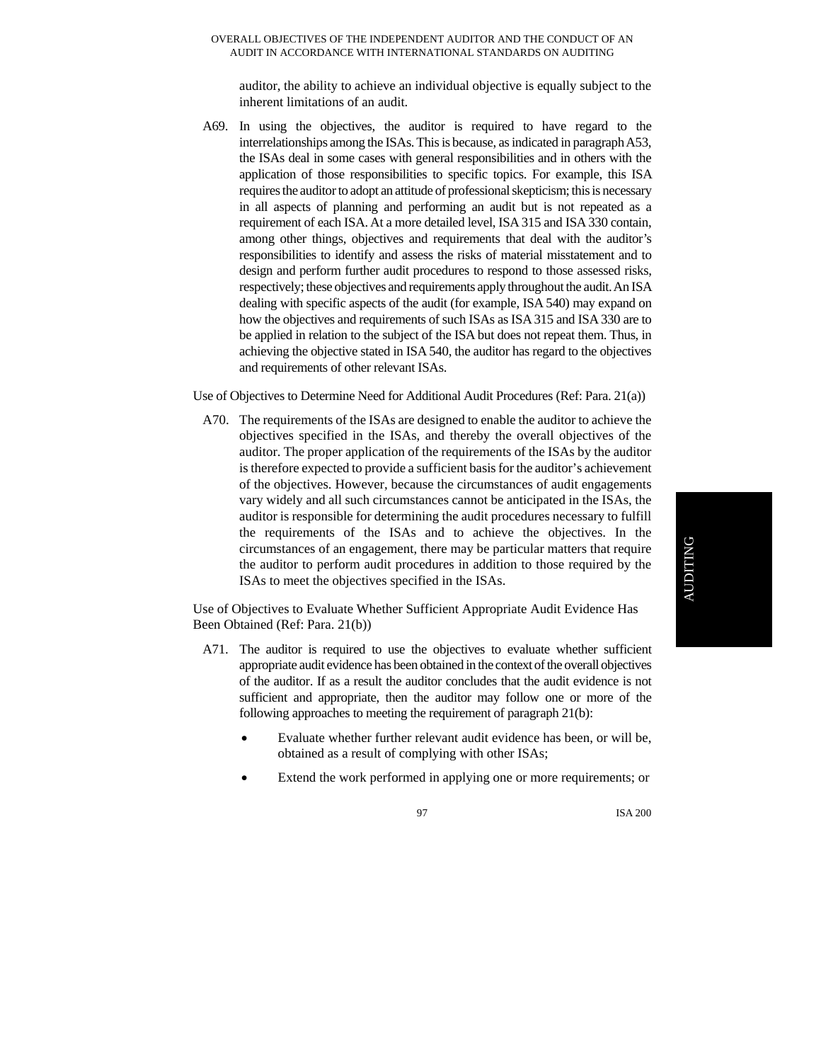auditor, the ability to achieve an individual objective is equally subject to the inherent limitations of an audit.

A69. In using the objectives, the auditor is required to have regard to the interrelationships among the ISAs. This is because, as indicated in paragraph A53, the ISAs deal in some cases with general responsibilities and in others with the application of those responsibilities to specific topics. For example, this ISA requires the auditor to adopt an attitude of professional skepticism; this is necessary in all aspects of planning and performing an audit but is not repeated as a requirement of each ISA. At a more detailed level, ISA 315 and ISA 330 contain, among other things, objectives and requirements that deal with the auditor's responsibilities to identify and assess the risks of material misstatement and to design and perform further audit procedures to respond to those assessed risks, respectively; these objectives and requirements apply throughout the audit. An ISA dealing with specific aspects of the audit (for example, ISA 540) may expand on how the objectives and requirements of such ISAs as ISA 315 and ISA 330 are to be applied in relation to the subject of the ISA but does not repeat them. Thus, in achieving the objective stated in ISA 540, the auditor has regard to the objectives and requirements of other relevant ISAs.

Use of Objectives to Determine Need for Additional Audit Procedures (Ref: Para. 21(a))

A70. The requirements of the ISAs are designed to enable the auditor to achieve the objectives specified in the ISAs, and thereby the overall objectives of the auditor. The proper application of the requirements of the ISAs by the auditor is therefore expected to provide a sufficient basis for the auditor's achievement of the objectives. However, because the circumstances of audit engagements vary widely and all such circumstances cannot be anticipated in the ISAs, the auditor is responsible for determining the audit procedures necessary to fulfill the requirements of the ISAs and to achieve the objectives. In the circumstances of an engagement, there may be particular matters that require the auditor to perform audit procedures in addition to those required by the ISAs to meet the objectives specified in the ISAs.

Use of Objectives to Evaluate Whether Sufficient Appropriate Audit Evidence Has Been Obtained (Ref: Para. 21(b))

A71. The auditor is required to use the objectives to evaluate whether sufficient appropriate audit evidence has been obtained in the context of the overall objectives of the auditor. If as a result the auditor concludes that the audit evidence is not sufficient and appropriate, then the auditor may follow one or more of the following approaches to meeting the requirement of paragraph 21(b):

- Evaluate whether further relevant audit evidence has been, or will be, obtained as a result of complying with other ISAs;
- Extend the work performed in applying one or more requirements; or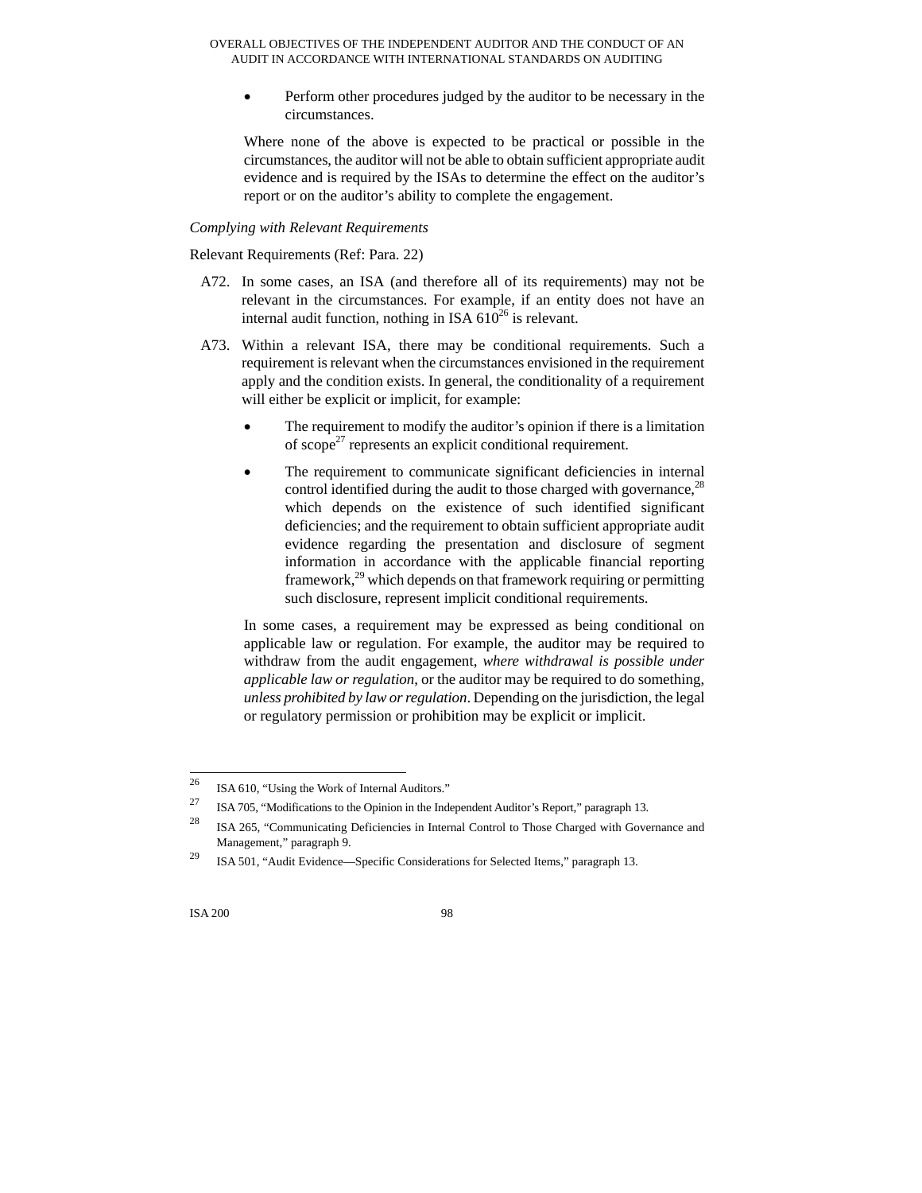- Perform other procedures judged by the auditor to be necessary in the circumstances.

Where none of the above is expected to be practical or possible in the circumstances, the auditor will not be able to obtain sufficient appropriate audit evidence and is required by the ISAs to determine the effect on the auditor's report or on the auditor's ability to complete the engagement.

*Complying with Relevant Requirements*

Relevant Requirements (Ref: Para. 22)

A72. In some cases, an ISA (and therefore all of its requirements) may not be relevant in the circumstances. For example, if an entity does not have an internal audit function, nothing in ISA 610[26] is relevant.

A73. Within a relevant ISA, there may be conditional requirements. Such a requirement is relevant when the circumstances envisioned in the requirement apply and the condition exists. In general, the conditionality of a requirement will either be explicit or implicit, for example:

- The requirement to modify the auditor's opinion if there is a limitation of scope[27] represents an explicit conditional requirement.
- The requirement to communicate significant deficiencies in internal control identified during the audit to those charged with governance,[28] which depends on the existence of such identified significant deficiencies; and the requirement to obtain sufficient appropriate audit evidence regarding the presentation and disclosure of segment information in accordance with the applicable financial reporting framework,[29] which depends on that framework requiring or permitting such disclosure, represent implicit conditional requirements.

In some cases, a requirement may be expressed as being conditional on applicable law or regulation. For example, the auditor may be required to withdraw from the audit engagement, *where withdrawal is possible under applicable law or regulation*, or the auditor may be required to do something, *unless prohibited by law or regulation*. Depending on the jurisdiction, the legal or regulatory permission or prohibition may be explicit or implicit.

---

[26] ISA 610, "Using the Work of Internal Auditors."

[27] ISA 705, "Modifications to the Opinion in the Independent Auditor's Report," paragraph 13.

[28] ISA 265, "Communicating Deficiencies in Internal Control to Those Charged with Governance and Management," paragraph 9.

[29] ISA 501, "Audit Evidence—Specific Considerations for Selected Items," paragraph 13.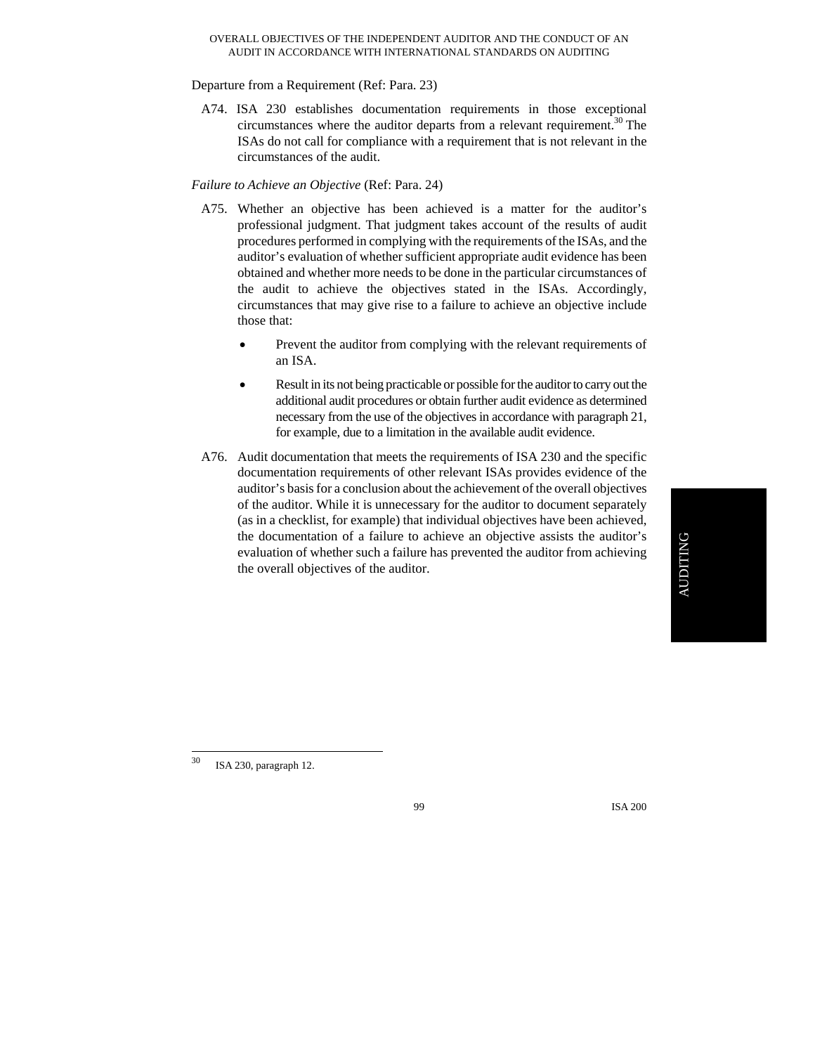Departure from a Requirement (Ref: Para. 23)

A74. ISA 230 establishes documentation requirements in those exceptional circumstances where the auditor departs from a relevant requirement.[30] The ISAs do not call for compliance with a requirement that is not relevant in the circumstances of the audit.

*Failure to Achieve an Objective* (Ref: Para. 24)

A75. Whether an objective has been achieved is a matter for the auditor's professional judgment. That judgment takes account of the results of audit procedures performed in complying with the requirements of the ISAs, and the auditor's evaluation of whether sufficient appropriate audit evidence has been obtained and whether more needs to be done in the particular circumstances of the audit to achieve the objectives stated in the ISAs. Accordingly, circumstances that may give rise to a failure to achieve an objective include those that:

- Prevent the auditor from complying with the relevant requirements of an ISA.
- Result in its not being practicable or possible for the auditor to carry out the additional audit procedures or obtain further audit evidence as determined necessary from the use of the objectives in accordance with paragraph 21, for example, due to a limitation in the available audit evidence.

A76. Audit documentation that meets the requirements of ISA 230 and the specific documentation requirements of other relevant ISAs provides evidence of the auditor's basis for a conclusion about the achievement of the overall objectives of the auditor. While it is unnecessary for the auditor to document separately (as in a checklist, for example) that individual objectives have been achieved, the documentation of a failure to achieve an objective assists the auditor's evaluation of whether such a failure has prevented the auditor from achieving the overall objectives of the auditor.

[30] ISA 230, paragraph 12.